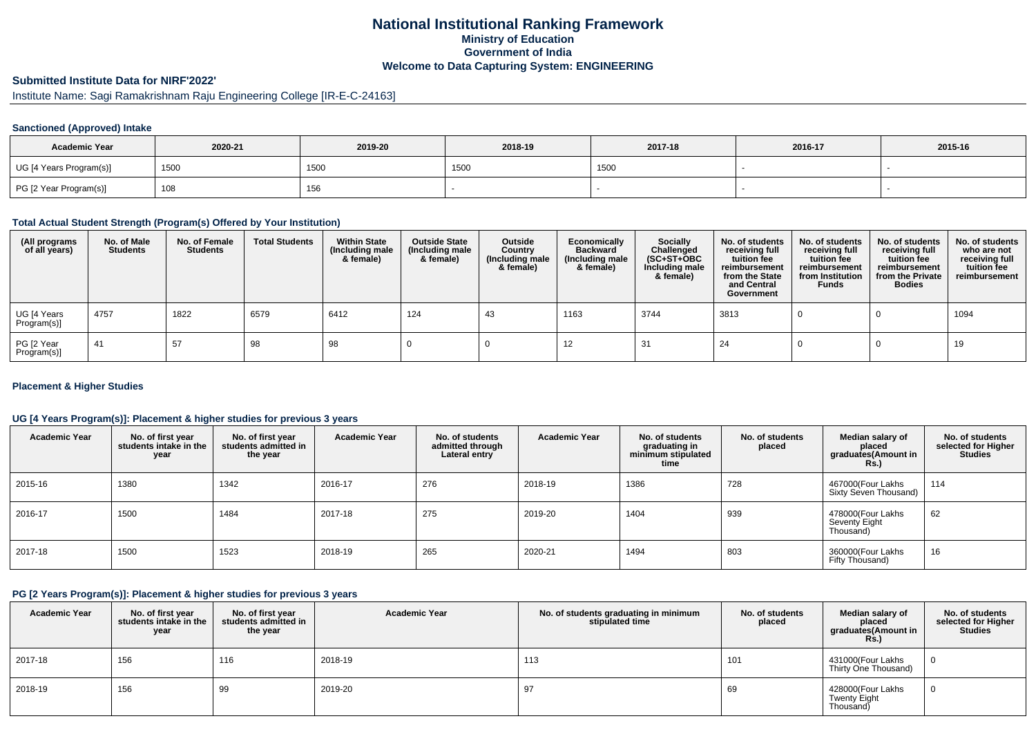# National Institutional Ranking Framework

## Ministry of Education

## Government of India

## Welcome to Data Capturing System: ENGINEERING

### Submitted Institute Data for NIRF'2022'

Institute Name: Sagi Ramakrishnam Raju Engineering College [IR-E-C-24163]

#### Sanctioned (Approved) Intake

| Academic Year | 2020-21 | 2019-20 | 2018-19 | 2017-18 | 2016-17 | 2015-16 |
|---|---|---|---|---|---|---|
| UG [4 Years Program(s)] | 1500 | 1500 | 1500 | 1500 | - | - |
| PG [2 Year Program(s)] | 108 | 156 | - | - | - | - |

#### Total Actual Student Strength (Program(s) Offered by Your Institution)

| (All programs of all years) | No. of Male Students | No. of Female Students | Total Students | Within State (Including male & female) | Outside State (Including male & female) | Outside Country (Including male & female) | Economically Backward (Including male & female) | Socially Challenged (SC+ST+OBC Including male & female) | No. of students receiving full tuition fee reimbursement from the State and Central Government | No. of students receiving full tuition fee reimbursement from Institution Funds | No. of students receiving full tuition fee reimbursement from the Private Bodies | No. of students who are not receiving full tuition fee reimbursement |
|---|---|---|---|---|---|---|---|---|---|---|---|---|
| UG [4 Years Program(s)] | 4757 | 1822 | 6579 | 6412 | 124 | 43 | 1163 | 3744 | 3813 | 0 | 0 | 1094 |
| PG [2 Year Program(s)] | 41 | 57 | 98 | 98 | 0 | 0 | 12 | 31 | 24 | 0 | 0 | 19 |

#### Placement & Higher Studies

#### UG [4 Years Program(s)]: Placement & higher studies for previous 3 years

| Academic Year | No. of first year students intake in the year | No. of first year students admitted in the year | Academic Year | No. of students admitted through Lateral entry | Academic Year | No. of students graduating in minimum stipulated time | No. of students placed | Median salary of placed graduates(Amount in Rs.) | No. of students selected for Higher Studies |
|---|---|---|---|---|---|---|---|---|---|
| 2015-16 | 1380 | 1342 | 2016-17 | 276 | 2018-19 | 1386 | 728 | 467000(Four Lakhs Sixty Seven Thousand) | 114 |
| 2016-17 | 1500 | 1484 | 2017-18 | 275 | 2019-20 | 1404 | 939 | 478000(Four Lakhs Seventy Eight Thousand) | 62 |
| 2017-18 | 1500 | 1523 | 2018-19 | 265 | 2020-21 | 1494 | 803 | 360000(Four Lakhs Fifty Thousand) | 16 |

#### PG [2 Years Program(s)]: Placement & higher studies for previous 3 years

| Academic Year | No. of first year students intake in the year | No. of first year students admitted in the year | Academic Year | No. of students graduating in minimum stipulated time | No. of students placed | Median salary of placed graduates(Amount in Rs.) | No. of students selected for Higher Studies |
|---|---|---|---|---|---|---|---|
| 2017-18 | 156 | 116 | 2018-19 | 113 | 101 | 431000(Four Lakhs Thirty One Thousand) | 0 |
| 2018-19 | 156 | 99 | 2019-20 | 97 | 69 | 428000(Four Lakhs Twenty Eight Thousand) | 0 |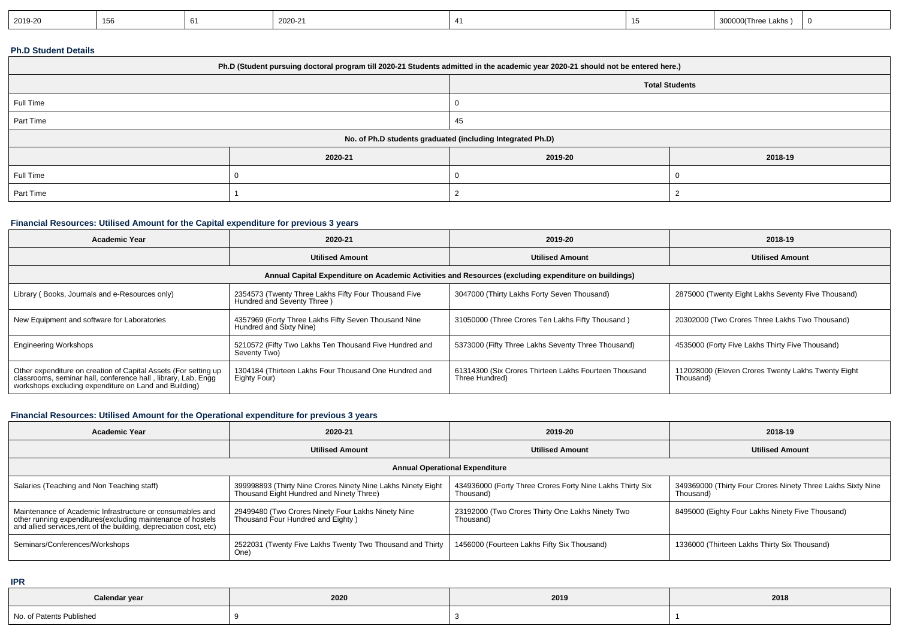| 2019-20 | 156 | 61 | 2020-21 | 41 | 15 | 300000(Three Lakhs ) | 0 |
|---|---|---|---|---|---|---|---|

**Ph.D Student Details**

| Ph.D (Student pursuing doctoral program till 2020-21 Students admitted in the academic year 2020-21 should not be entered here.) | | | |
|---|---|---|---|
| | Total Students | | |
| Full Time | 0 | | |
| Part Time | 45 | | |
| No. of Ph.D students graduated (including Integrated Ph.D) | | | |
| | 2020-21 | 2019-20 | 2018-19 |
| Full Time | 0 | 0 | 0 |
| Part Time | 1 | 2 | 2 |

**Financial Resources: Utilised Amount for the Capital expenditure for previous 3 years**

| Academic Year | 2020-21 | 2019-20 | 2018-19 |
|---|---|---|---|
| | Utilised Amount | Utilised Amount | Utilised Amount |
| Annual Capital Expenditure on Academic Activities and Resources (excluding expenditure on buildings) | | | |
| Library ( Books, Journals and e-Resources only) | 2354573 (Twenty Three Lakhs Fifty Four Thousand Five Hundred and Seventy Three ) | 3047000 (Thirty Lakhs Forty Seven Thousand) | 2875000 (Twenty Eight Lakhs Seventy Five Thousand) |
| New Equipment and software for Laboratories | 4357969 (Forty Three Lakhs Fifty Seven Thousand Nine Hundred and Sixty Nine) | 31050000 (Three Crores Ten Lakhs Fifty Thousand ) | 20302000 (Two Crores Three Lakhs Two Thousand) |
| Engineering Workshops | 5210572 (Fifty Two Lakhs Ten Thousand Five Hundred and Seventy Two) | 5373000 (Fifty Three Lakhs Seventy Three Thousand) | 4535000 (Forty Five Lakhs Thirty Five Thousand) |
| Other expenditure on creation of Capital Assets (For setting up classrooms, seminar hall, conference hall , library, Lab, Engg workshops excluding expenditure on Land and Building) | 1304184 (Thirteen Lakhs Four Thousand One Hundred and Eighty Four) | 61314300 (Six Crores Thirteen Lakhs Fourteen Thousand Three Hundred) | 112028000 (Eleven Crores Twenty Lakhs Twenty Eight Thousand) |

**Financial Resources: Utilised Amount for the Operational expenditure for previous 3 years**

| Academic Year | 2020-21 | 2019-20 | 2018-19 |
|---|---|---|---|
| | Utilised Amount | Utilised Amount | Utilised Amount |
| Annual Operational Expenditure | | | |
| Salaries (Teaching and Non Teaching staff) | 399998893 (Thirty Nine Crores Ninety Nine Lakhs Ninety Eight Thousand Eight Hundred and Ninety Three) | 434936000 (Forty Three Crores Forty Nine Lakhs Thirty Six Thousand) | 349369000 (Thirty Four Crores Ninety Three Lakhs Sixty Nine Thousand) |
| Maintenance of Academic Infrastructure or consumables and other running expenditures(excluding maintenance of hostels and allied services,rent of the building, depreciation cost, etc) | 29499480 (Two Crores Ninety Four Lakhs Ninety Nine Thousand Four Hundred and Eighty ) | 23192000 (Two Crores Thirty One Lakhs Ninety Two Thousand) | 8495000 (Eighty Four Lakhs Ninety Five Thousand) |
| Seminars/Conferences/Workshops | 2522031 (Twenty Five Lakhs Twenty Two Thousand and Thirty One) | 1456000 (Fourteen Lakhs Fifty Six Thousand) | 1336000 (Thirteen Lakhs Thirty Six Thousand) |

**IPR**

| Calendar year | 2020 | 2019 | 2018 |
|---|---|---|---|
| No. of Patents Published | 9 | 3 | 1 |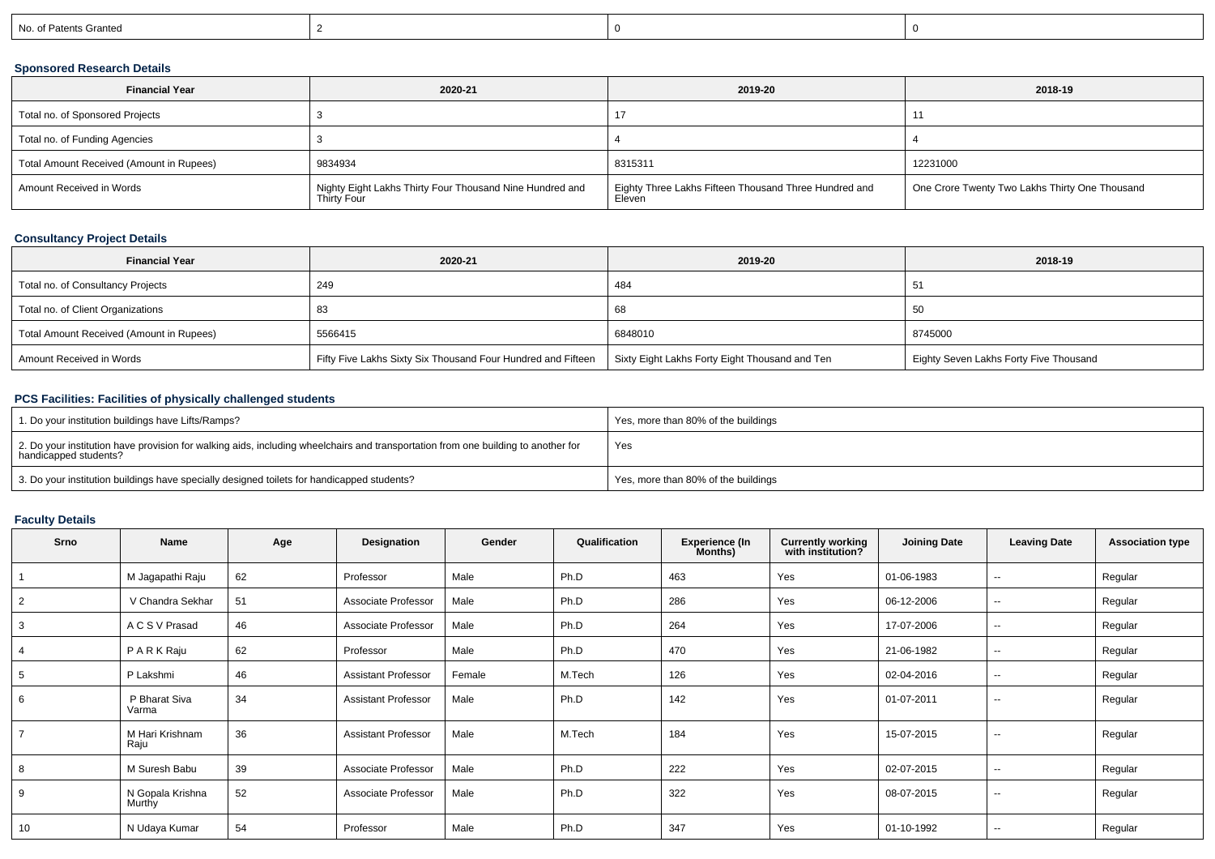| No. of Patents Granted | 2 | 0 | 0 |
|---|---|---|---|

### Sponsored Research Details

| Financial Year | 2020-21 | 2019-20 | 2018-19 |
|---|---|---|---|
| Total no. of Sponsored Projects | 3 | 17 | 11 |
| Total no. of Funding Agencies | 3 | 4 | 4 |
| Total Amount Received (Amount in Rupees) | 9834934 | 8315311 | 12231000 |
| Amount Received in Words | Nighty Eight Lakhs Thirty Four Thousand Nine Hundred and Thirty Four | Eighty Three Lakhs Fifteen Thousand Three Hundred and Eleven | One Crore Twenty Two Lakhs Thirty One Thousand |

### Consultancy Project Details

| Financial Year | 2020-21 | 2019-20 | 2018-19 |
|---|---|---|---|
| Total no. of Consultancy Projects | 249 | 484 | 51 |
| Total no. of Client Organizations | 83 | 68 | 50 |
| Total Amount Received (Amount in Rupees) | 5566415 | 6848010 | 8745000 |
| Amount Received in Words | Fifty Five Lakhs Sixty Six Thousand Four Hundred and Fifteen | Sixty Eight Lakhs Forty Eight Thousand and Ten | Eighty Seven Lakhs Forty Five Thousand |

### PCS Facilities: Facilities of physically challenged students

| | |
|---|---|
| 1. Do your institution buildings have Lifts/Ramps? | Yes, more than 80% of the buildings |
| 2. Do your institution have provision for walking aids, including wheelchairs and transportation from one building to another for handicapped students? | Yes |
| 3. Do your institution buildings have specially designed toilets for handicapped students? | Yes, more than 80% of the buildings |

### Faculty Details

| Srno | Name | Age | Designation | Gender | Qualification | Experience (In Months) | Currently working with institution? | Joining Date | Leaving Date | Association type |
|---|---|---|---|---|---|---|---|---|---|---|
| 1 | M Jagapathi Raju | 62 | Professor | Male | Ph.D | 463 | Yes | 01-06-1983 | -- | Regular |
| 2 | V Chandra Sekhar | 51 | Associate Professor | Male | Ph.D | 286 | Yes | 06-12-2006 | -- | Regular |
| 3 | A C S V Prasad | 46 | Associate Professor | Male | Ph.D | 264 | Yes | 17-07-2006 | -- | Regular |
| 4 | P A R K Raju | 62 | Professor | Male | Ph.D | 470 | Yes | 21-06-1982 | -- | Regular |
| 5 | P Lakshmi | 46 | Assistant Professor | Female | M.Tech | 126 | Yes | 02-04-2016 | -- | Regular |
| 6 | P Bharat Siva Varma | 34 | Assistant Professor | Male | Ph.D | 142 | Yes | 01-07-2011 | -- | Regular |
| 7 | M Hari Krishnam Raju | 36 | Assistant Professor | Male | M.Tech | 184 | Yes | 15-07-2015 | -- | Regular |
| 8 | M Suresh Babu | 39 | Associate Professor | Male | Ph.D | 222 | Yes | 02-07-2015 | -- | Regular |
| 9 | N Gopala Krishna Murthy | 52 | Associate Professor | Male | Ph.D | 322 | Yes | 08-07-2015 | -- | Regular |
| 10 | N Udaya Kumar | 54 | Professor | Male | Ph.D | 347 | Yes | 01-10-1992 | -- | Regular |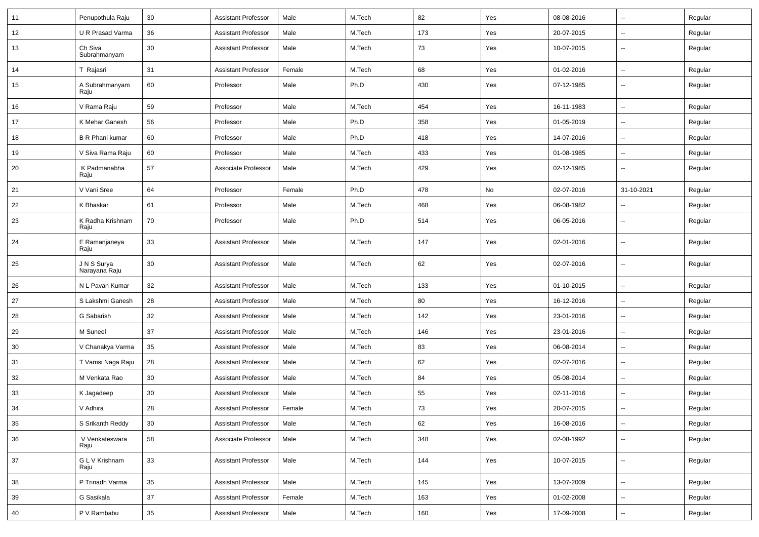| 11 | Penupothula Raju | 30 | Assistant Professor | Male | M.Tech | 82 | Yes | 08-08-2016 | -- | Regular |
|---|---|---|---|---|---|---|---|---|---|---|
| 12 | U R Prasad Varma | 36 | Assistant Professor | Male | M.Tech | 173 | Yes | 20-07-2015 | -- | Regular |
| 13 | Ch Siva Subrahmanyam | 30 | Assistant Professor | Male | M.Tech | 73 | Yes | 10-07-2015 | -- | Regular |
| 14 | T Rajasri | 31 | Assistant Professor | Female | M.Tech | 68 | Yes | 01-02-2016 | -- | Regular |
| 15 | A Subrahmanyam Raju | 60 | Professor | Male | Ph.D | 430 | Yes | 07-12-1985 | -- | Regular |
| 16 | V Rama Raju | 59 | Professor | Male | M.Tech | 454 | Yes | 16-11-1983 | -- | Regular |
| 17 | K Mehar Ganesh | 56 | Professor | Male | Ph.D | 358 | Yes | 01-05-2019 | -- | Regular |
| 18 | B R Phani kumar | 60 | Professor | Male | Ph.D | 418 | Yes | 14-07-2016 | -- | Regular |
| 19 | V Siva Rama Raju | 60 | Professor | Male | M.Tech | 433 | Yes | 01-08-1985 | -- | Regular |
| 20 | K Padmanabha Raju | 57 | Associate Professor | Male | M.Tech | 429 | Yes | 02-12-1985 | -- | Regular |
| 21 | V Vani Sree | 64 | Professor | Female | Ph.D | 478 | No | 02-07-2016 | 31-10-2021 | Regular |
| 22 | K Bhaskar | 61 | Professor | Male | M.Tech | 468 | Yes | 06-08-1982 | -- | Regular |
| 23 | K Radha Krishnam Raju | 70 | Professor | Male | Ph.D | 514 | Yes | 06-05-2016 | -- | Regular |
| 24 | E Ramanjaneya Raju | 33 | Assistant Professor | Male | M.Tech | 147 | Yes | 02-01-2016 | -- | Regular |
| 25 | J N S Surya Narayana Raju | 30 | Assistant Professor | Male | M.Tech | 62 | Yes | 02-07-2016 | -- | Regular |
| 26 | N L Pavan Kumar | 32 | Assistant Professor | Male | M.Tech | 133 | Yes | 01-10-2015 | -- | Regular |
| 27 | S Lakshmi Ganesh | 28 | Assistant Professor | Male | M.Tech | 80 | Yes | 16-12-2016 | -- | Regular |
| 28 | G Sabarish | 32 | Assistant Professor | Male | M.Tech | 142 | Yes | 23-01-2016 | -- | Regular |
| 29 | M Suneel | 37 | Assistant Professor | Male | M.Tech | 146 | Yes | 23-01-2016 | -- | Regular |
| 30 | V Chanakya Varma | 35 | Assistant Professor | Male | M.Tech | 83 | Yes | 06-08-2014 | -- | Regular |
| 31 | T Vamsi Naga Raju | 28 | Assistant Professor | Male | M.Tech | 62 | Yes | 02-07-2016 | -- | Regular |
| 32 | M Venkata Rao | 30 | Assistant Professor | Male | M.Tech | 84 | Yes | 05-08-2014 | -- | Regular |
| 33 | K Jagadeep | 30 | Assistant Professor | Male | M.Tech | 55 | Yes | 02-11-2016 | -- | Regular |
| 34 | V Adhira | 28 | Assistant Professor | Female | M.Tech | 73 | Yes | 20-07-2015 | -- | Regular |
| 35 | S Srikanth Reddy | 30 | Assistant Professor | Male | M.Tech | 62 | Yes | 16-08-2016 | -- | Regular |
| 36 | V Venkateswara Raju | 58 | Associate Professor | Male | M.Tech | 348 | Yes | 02-08-1992 | -- | Regular |
| 37 | G L V Krishnam Raju | 33 | Assistant Professor | Male | M.Tech | 144 | Yes | 10-07-2015 | -- | Regular |
| 38 | P Trinadh Varma | 35 | Assistant Professor | Male | M.Tech | 145 | Yes | 13-07-2009 | -- | Regular |
| 39 | G Sasikala | 37 | Assistant Professor | Female | M.Tech | 163 | Yes | 01-02-2008 | -- | Regular |
| 40 | P V Rambabu | 35 | Assistant Professor | Male | M.Tech | 160 | Yes | 17-09-2008 | -- | Regular |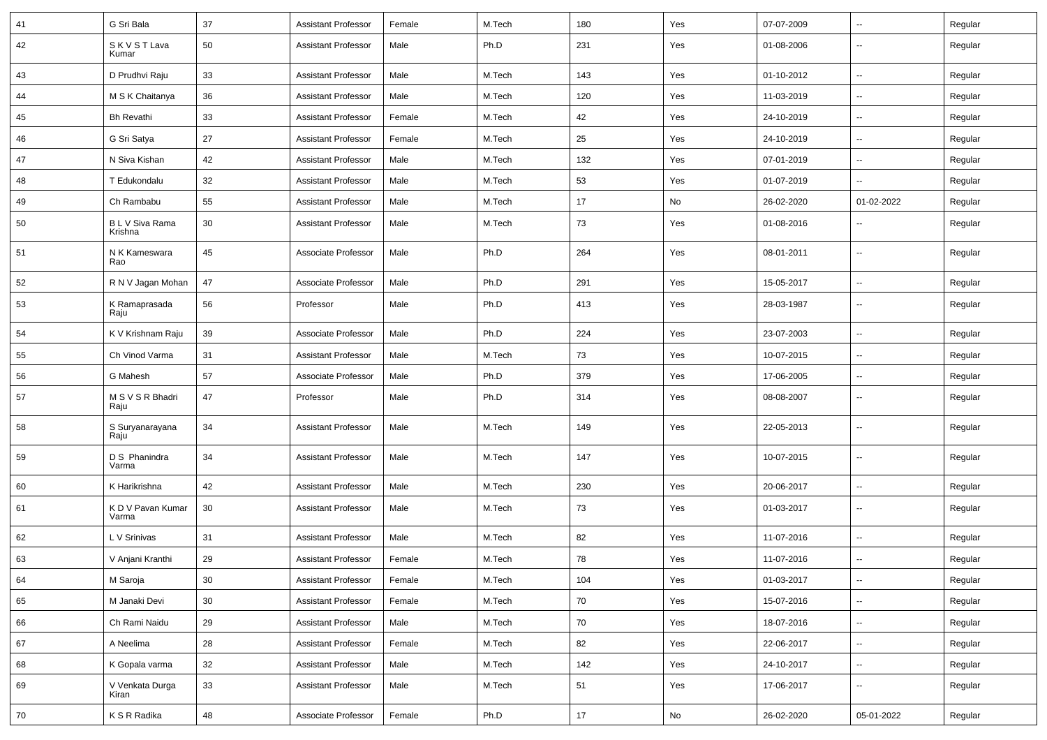| | | | | | | | | | | |
|---|---|---|---|---|---|---|---|---|---|---|
| 41 | G Sri Bala | 37 | Assistant Professor | Female | M.Tech | 180 | Yes | 07-07-2009 | -- | Regular |
| 42 | S K V S T Lava Kumar | 50 | Assistant Professor | Male | Ph.D | 231 | Yes | 01-08-2006 | -- | Regular |
| 43 | D Prudhvi Raju | 33 | Assistant Professor | Male | M.Tech | 143 | Yes | 01-10-2012 | -- | Regular |
| 44 | M S K Chaitanya | 36 | Assistant Professor | Male | M.Tech | 120 | Yes | 11-03-2019 | -- | Regular |
| 45 | Bh Revathi | 33 | Assistant Professor | Female | M.Tech | 42 | Yes | 24-10-2019 | -- | Regular |
| 46 | G Sri Satya | 27 | Assistant Professor | Female | M.Tech | 25 | Yes | 24-10-2019 | -- | Regular |
| 47 | N Siva Kishan | 42 | Assistant Professor | Male | M.Tech | 132 | Yes | 07-01-2019 | -- | Regular |
| 48 | T Edukondalu | 32 | Assistant Professor | Male | M.Tech | 53 | Yes | 01-07-2019 | -- | Regular |
| 49 | Ch Rambabu | 55 | Assistant Professor | Male | M.Tech | 17 | No | 26-02-2020 | 01-02-2022 | Regular |
| 50 | B L V Siva Rama Krishna | 30 | Assistant Professor | Male | M.Tech | 73 | Yes | 01-08-2016 | -- | Regular |
| 51 | N K Kameswara Rao | 45 | Associate Professor | Male | Ph.D | 264 | Yes | 08-01-2011 | -- | Regular |
| 52 | R N V Jagan Mohan | 47 | Associate Professor | Male | Ph.D | 291 | Yes | 15-05-2017 | -- | Regular |
| 53 | K Ramaprasada Raju | 56 | Professor | Male | Ph.D | 413 | Yes | 28-03-1987 | -- | Regular |
| 54 | K V Krishnam Raju | 39 | Associate Professor | Male | Ph.D | 224 | Yes | 23-07-2003 | -- | Regular |
| 55 | Ch Vinod Varma | 31 | Assistant Professor | Male | M.Tech | 73 | Yes | 10-07-2015 | -- | Regular |
| 56 | G Mahesh | 57 | Associate Professor | Male | Ph.D | 379 | Yes | 17-06-2005 | -- | Regular |
| 57 | M S V S R Bhadri Raju | 47 | Professor | Male | Ph.D | 314 | Yes | 08-08-2007 | -- | Regular |
| 58 | S Suryanarayana Raju | 34 | Assistant Professor | Male | M.Tech | 149 | Yes | 22-05-2013 | -- | Regular |
| 59 | D S Phanindra Varma | 34 | Assistant Professor | Male | M.Tech | 147 | Yes | 10-07-2015 | -- | Regular |
| 60 | K Harikrishna | 42 | Assistant Professor | Male | M.Tech | 230 | Yes | 20-06-2017 | -- | Regular |
| 61 | K D V Pavan Kumar Varma | 30 | Assistant Professor | Male | M.Tech | 73 | Yes | 01-03-2017 | -- | Regular |
| 62 | L V Srinivas | 31 | Assistant Professor | Male | M.Tech | 82 | Yes | 11-07-2016 | -- | Regular |
| 63 | V Anjani Kranthi | 29 | Assistant Professor | Female | M.Tech | 78 | Yes | 11-07-2016 | -- | Regular |
| 64 | M Saroja | 30 | Assistant Professor | Female | M.Tech | 104 | Yes | 01-03-2017 | -- | Regular |
| 65 | M Janaki Devi | 30 | Assistant Professor | Female | M.Tech | 70 | Yes | 15-07-2016 | -- | Regular |
| 66 | Ch Rami Naidu | 29 | Assistant Professor | Male | M.Tech | 70 | Yes | 18-07-2016 | -- | Regular |
| 67 | A Neelima | 28 | Assistant Professor | Female | M.Tech | 82 | Yes | 22-06-2017 | -- | Regular |
| 68 | K Gopala varma | 32 | Assistant Professor | Male | M.Tech | 142 | Yes | 24-10-2017 | -- | Regular |
| 69 | V Venkata Durga Kiran | 33 | Assistant Professor | Male | M.Tech | 51 | Yes | 17-06-2017 | -- | Regular |
| 70 | K S R Radika | 48 | Associate Professor | Female | Ph.D | 17 | No | 26-02-2020 | 05-01-2022 | Regular |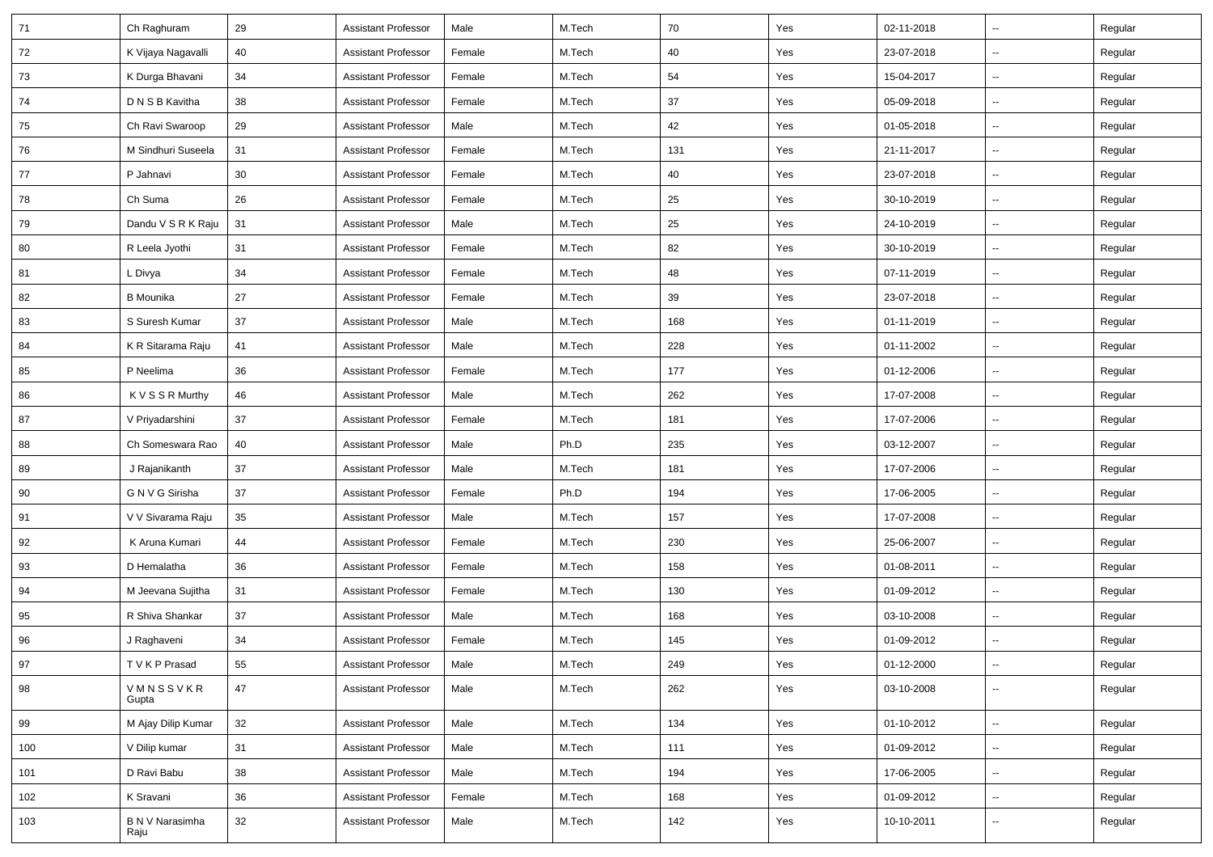| 71 | Ch Raghuram | 29 | Assistant Professor | Male | M.Tech | 70 | Yes | 02-11-2018 | -- | Regular |
|---|---|---|---|---|---|---|---|---|---|---|
| 72 | K Vijaya Nagavalli | 40 | Assistant Professor | Female | M.Tech | 40 | Yes | 23-07-2018 | -- | Regular |
| 73 | K Durga Bhavani | 34 | Assistant Professor | Female | M.Tech | 54 | Yes | 15-04-2017 | -- | Regular |
| 74 | D N S B Kavitha | 38 | Assistant Professor | Female | M.Tech | 37 | Yes | 05-09-2018 | -- | Regular |
| 75 | Ch Ravi Swaroop | 29 | Assistant Professor | Male | M.Tech | 42 | Yes | 01-05-2018 | -- | Regular |
| 76 | M Sindhuri Suseela | 31 | Assistant Professor | Female | M.Tech | 131 | Yes | 21-11-2017 | -- | Regular |
| 77 | P Jahnavi | 30 | Assistant Professor | Female | M.Tech | 40 | Yes | 23-07-2018 | -- | Regular |
| 78 | Ch Suma | 26 | Assistant Professor | Female | M.Tech | 25 | Yes | 30-10-2019 | -- | Regular |
| 79 | Dandu V S R K Raju | 31 | Assistant Professor | Male | M.Tech | 25 | Yes | 24-10-2019 | -- | Regular |
| 80 | R Leela Jyothi | 31 | Assistant Professor | Female | M.Tech | 82 | Yes | 30-10-2019 | -- | Regular |
| 81 | L Divya | 34 | Assistant Professor | Female | M.Tech | 48 | Yes | 07-11-2019 | -- | Regular |
| 82 | B Mounika | 27 | Assistant Professor | Female | M.Tech | 39 | Yes | 23-07-2018 | -- | Regular |
| 83 | S Suresh Kumar | 37 | Assistant Professor | Male | M.Tech | 168 | Yes | 01-11-2019 | -- | Regular |
| 84 | K R Sitarama Raju | 41 | Assistant Professor | Male | M.Tech | 228 | Yes | 01-11-2002 | -- | Regular |
| 85 | P Neelima | 36 | Assistant Professor | Female | M.Tech | 177 | Yes | 01-12-2006 | -- | Regular |
| 86 | K V S S R Murthy | 46 | Assistant Professor | Male | M.Tech | 262 | Yes | 17-07-2008 | -- | Regular |
| 87 | V Priyadarshini | 37 | Assistant Professor | Female | M.Tech | 181 | Yes | 17-07-2006 | -- | Regular |
| 88 | Ch Someswara Rao | 40 | Assistant Professor | Male | Ph.D | 235 | Yes | 03-12-2007 | -- | Regular |
| 89 | J Rajanikanth | 37 | Assistant Professor | Male | M.Tech | 181 | Yes | 17-07-2006 | -- | Regular |
| 90 | G N V G Sirisha | 37 | Assistant Professor | Female | Ph.D | 194 | Yes | 17-06-2005 | -- | Regular |
| 91 | V V Sivarama Raju | 35 | Assistant Professor | Male | M.Tech | 157 | Yes | 17-07-2008 | -- | Regular |
| 92 | K Aruna Kumari | 44 | Assistant Professor | Female | M.Tech | 230 | Yes | 25-06-2007 | -- | Regular |
| 93 | D Hemalatha | 36 | Assistant Professor | Female | M.Tech | 158 | Yes | 01-08-2011 | -- | Regular |
| 94 | M Jeevana Sujitha | 31 | Assistant Professor | Female | M.Tech | 130 | Yes | 01-09-2012 | -- | Regular |
| 95 | R Shiva Shankar | 37 | Assistant Professor | Male | M.Tech | 168 | Yes | 03-10-2008 | -- | Regular |
| 96 | J Raghaveni | 34 | Assistant Professor | Female | M.Tech | 145 | Yes | 01-09-2012 | -- | Regular |
| 97 | T V K P Prasad | 55 | Assistant Professor | Male | M.Tech | 249 | Yes | 01-12-2000 | -- | Regular |
| 98 | V M N S S V K R Gupta | 47 | Assistant Professor | Male | M.Tech | 262 | Yes | 03-10-2008 | -- | Regular |
| 99 | M Ajay Dilip Kumar | 32 | Assistant Professor | Male | M.Tech | 134 | Yes | 01-10-2012 | -- | Regular |
| 100 | V Dilip kumar | 31 | Assistant Professor | Male | M.Tech | 111 | Yes | 01-09-2012 | -- | Regular |
| 101 | D Ravi Babu | 38 | Assistant Professor | Male | M.Tech | 194 | Yes | 17-06-2005 | -- | Regular |
| 102 | K Sravani | 36 | Assistant Professor | Female | M.Tech | 168 | Yes | 01-09-2012 | -- | Regular |
| 103 | B N V Narasimha Raju | 32 | Assistant Professor | Male | M.Tech | 142 | Yes | 10-10-2011 | -- | Regular |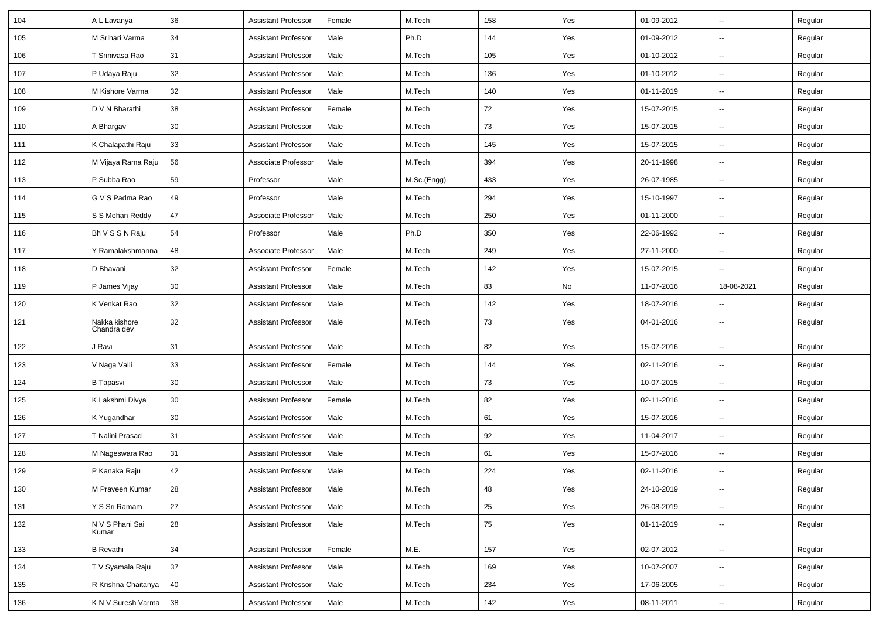| 104 | A L Lavanya | 36 | Assistant Professor | Female | M.Tech | 158 | Yes | 01-09-2012 | -- | Regular |
|---|---|---|---|---|---|---|---|---|---|---|
| 105 | M Srihari Varma | 34 | Assistant Professor | Male | Ph.D | 144 | Yes | 01-09-2012 | -- | Regular |
| 106 | T Srinivasa Rao | 31 | Assistant Professor | Male | M.Tech | 105 | Yes | 01-10-2012 | -- | Regular |
| 107 | P Udaya Raju | 32 | Assistant Professor | Male | M.Tech | 136 | Yes | 01-10-2012 | -- | Regular |
| 108 | M Kishore Varma | 32 | Assistant Professor | Male | M.Tech | 140 | Yes | 01-11-2019 | -- | Regular |
| 109 | D V N Bharathi | 38 | Assistant Professor | Female | M.Tech | 72 | Yes | 15-07-2015 | -- | Regular |
| 110 | A Bhargav | 30 | Assistant Professor | Male | M.Tech | 73 | Yes | 15-07-2015 | -- | Regular |
| 111 | K Chalapathi Raju | 33 | Assistant Professor | Male | M.Tech | 145 | Yes | 15-07-2015 | -- | Regular |
| 112 | M Vijaya Rama Raju | 56 | Associate Professor | Male | M.Tech | 394 | Yes | 20-11-1998 | -- | Regular |
| 113 | P Subba Rao | 59 | Professor | Male | M.Sc.(Engg) | 433 | Yes | 26-07-1985 | -- | Regular |
| 114 | G V S Padma Rao | 49 | Professor | Male | M.Tech | 294 | Yes | 15-10-1997 | -- | Regular |
| 115 | S S Mohan Reddy | 47 | Associate Professor | Male | M.Tech | 250 | Yes | 01-11-2000 | -- | Regular |
| 116 | Bh V S S N Raju | 54 | Professor | Male | Ph.D | 350 | Yes | 22-06-1992 | -- | Regular |
| 117 | Y Ramalakshmanna | 48 | Associate Professor | Male | M.Tech | 249 | Yes | 27-11-2000 | -- | Regular |
| 118 | D Bhavani | 32 | Assistant Professor | Female | M.Tech | 142 | Yes | 15-07-2015 | -- | Regular |
| 119 | P James Vijay | 30 | Assistant Professor | Male | M.Tech | 83 | No | 11-07-2016 | 18-08-2021 | Regular |
| 120 | K Venkat Rao | 32 | Assistant Professor | Male | M.Tech | 142 | Yes | 18-07-2016 | -- | Regular |
| 121 | Nakka kishore Chandra dev | 32 | Assistant Professor | Male | M.Tech | 73 | Yes | 04-01-2016 | -- | Regular |
| 122 | J Ravi | 31 | Assistant Professor | Male | M.Tech | 82 | Yes | 15-07-2016 | -- | Regular |
| 123 | V Naga Valli | 33 | Assistant Professor | Female | M.Tech | 144 | Yes | 02-11-2016 | -- | Regular |
| 124 | B Tapasvi | 30 | Assistant Professor | Male | M.Tech | 73 | Yes | 10-07-2015 | -- | Regular |
| 125 | K Lakshmi Divya | 30 | Assistant Professor | Female | M.Tech | 82 | Yes | 02-11-2016 | -- | Regular |
| 126 | K Yugandhar | 30 | Assistant Professor | Male | M.Tech | 61 | Yes | 15-07-2016 | -- | Regular |
| 127 | T Nalini Prasad | 31 | Assistant Professor | Male | M.Tech | 92 | Yes | 11-04-2017 | -- | Regular |
| 128 | M Nageswara Rao | 31 | Assistant Professor | Male | M.Tech | 61 | Yes | 15-07-2016 | -- | Regular |
| 129 | P Kanaka Raju | 42 | Assistant Professor | Male | M.Tech | 224 | Yes | 02-11-2016 | -- | Regular |
| 130 | M Praveen Kumar | 28 | Assistant Professor | Male | M.Tech | 48 | Yes | 24-10-2019 | -- | Regular |
| 131 | Y S Sri Ramam | 27 | Assistant Professor | Male | M.Tech | 25 | Yes | 26-08-2019 | -- | Regular |
| 132 | N V S Phani Sai Kumar | 28 | Assistant Professor | Male | M.Tech | 75 | Yes | 01-11-2019 | -- | Regular |
| 133 | B Revathi | 34 | Assistant Professor | Female | M.E. | 157 | Yes | 02-07-2012 | -- | Regular |
| 134 | T V Syamala Raju | 37 | Assistant Professor | Male | M.Tech | 169 | Yes | 10-07-2007 | -- | Regular |
| 135 | R Krishna Chaitanya | 40 | Assistant Professor | Male | M.Tech | 234 | Yes | 17-06-2005 | -- | Regular |
| 136 | K N V Suresh Varma | 38 | Assistant Professor | Male | M.Tech | 142 | Yes | 08-11-2011 | -- | Regular |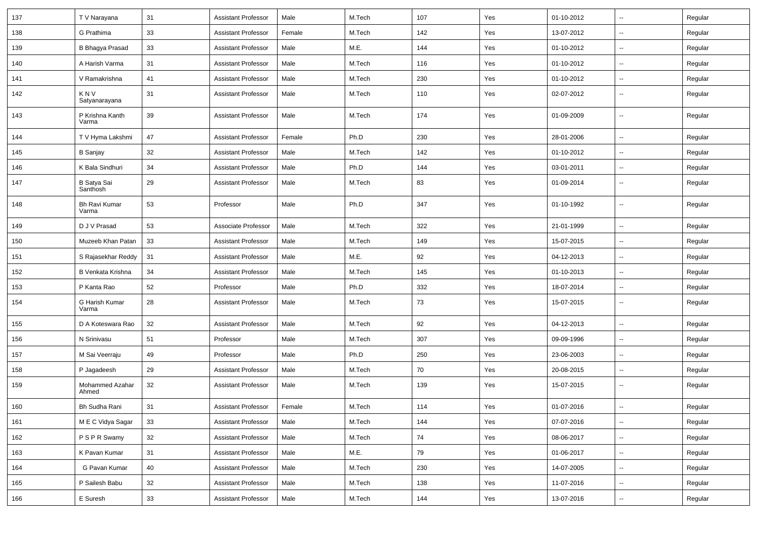| 137 | T V Narayana | 31 | Assistant Professor | Male | M.Tech | 107 | Yes | 01-10-2012 | -- | Regular |
|---|---|---|---|---|---|---|---|---|---|---|
| 138 | G Prathima | 33 | Assistant Professor | Female | M.Tech | 142 | Yes | 13-07-2012 | -- | Regular |
| 139 | B Bhagya Prasad | 33 | Assistant Professor | Male | M.E. | 144 | Yes | 01-10-2012 | -- | Regular |
| 140 | A Harish Varma | 31 | Assistant Professor | Male | M.Tech | 116 | Yes | 01-10-2012 | -- | Regular |
| 141 | V Ramakrishna | 41 | Assistant Professor | Male | M.Tech | 230 | Yes | 01-10-2012 | -- | Regular |
| 142 | K N V Satyanarayana | 31 | Assistant Professor | Male | M.Tech | 110 | Yes | 02-07-2012 | -- | Regular |
| 143 | P Krishna Kanth Varma | 39 | Assistant Professor | Male | M.Tech | 174 | Yes | 01-09-2009 | -- | Regular |
| 144 | T V Hyma Lakshmi | 47 | Assistant Professor | Female | Ph.D | 230 | Yes | 28-01-2006 | -- | Regular |
| 145 | B Sanjay | 32 | Assistant Professor | Male | M.Tech | 142 | Yes | 01-10-2012 | -- | Regular |
| 146 | K Bala Sindhuri | 34 | Assistant Professor | Male | Ph.D | 144 | Yes | 03-01-2011 | -- | Regular |
| 147 | B Satya Sai Santhosh | 29 | Assistant Professor | Male | M.Tech | 83 | Yes | 01-09-2014 | -- | Regular |
| 148 | Bh Ravi Kumar Varma | 53 | Professor | Male | Ph.D | 347 | Yes | 01-10-1992 | -- | Regular |
| 149 | D J V Prasad | 53 | Associate Professor | Male | M.Tech | 322 | Yes | 21-01-1999 | -- | Regular |
| 150 | Muzeeb Khan Patan | 33 | Assistant Professor | Male | M.Tech | 149 | Yes | 15-07-2015 | -- | Regular |
| 151 | S Rajasekhar Reddy | 31 | Assistant Professor | Male | M.E. | 92 | Yes | 04-12-2013 | -- | Regular |
| 152 | B Venkata Krishna | 34 | Assistant Professor | Male | M.Tech | 145 | Yes | 01-10-2013 | -- | Regular |
| 153 | P Kanta Rao | 52 | Professor | Male | Ph.D | 332 | Yes | 18-07-2014 | -- | Regular |
| 154 | G Harish Kumar Varma | 28 | Assistant Professor | Male | M.Tech | 73 | Yes | 15-07-2015 | -- | Regular |
| 155 | D A Koteswara Rao | 32 | Assistant Professor | Male | M.Tech | 92 | Yes | 04-12-2013 | -- | Regular |
| 156 | N Srinivasu | 51 | Professor | Male | M.Tech | 307 | Yes | 09-09-1996 | -- | Regular |
| 157 | M Sai Veerraju | 49 | Professor | Male | Ph.D | 250 | Yes | 23-06-2003 | -- | Regular |
| 158 | P Jagadeesh | 29 | Assistant Professor | Male | M.Tech | 70 | Yes | 20-08-2015 | -- | Regular |
| 159 | Mohammed Azahar Ahmed | 32 | Assistant Professor | Male | M.Tech | 139 | Yes | 15-07-2015 | -- | Regular |
| 160 | Bh Sudha Rani | 31 | Assistant Professor | Female | M.Tech | 114 | Yes | 01-07-2016 | -- | Regular |
| 161 | M E C Vidya Sagar | 33 | Assistant Professor | Male | M.Tech | 144 | Yes | 07-07-2016 | -- | Regular |
| 162 | P S P R Swamy | 32 | Assistant Professor | Male | M.Tech | 74 | Yes | 08-06-2017 | -- | Regular |
| 163 | K Pavan Kumar | 31 | Assistant Professor | Male | M.E. | 79 | Yes | 01-06-2017 | -- | Regular |
| 164 | G Pavan Kumar | 40 | Assistant Professor | Male | M.Tech | 230 | Yes | 14-07-2005 | -- | Regular |
| 165 | P Sailesh Babu | 32 | Assistant Professor | Male | M.Tech | 138 | Yes | 11-07-2016 | -- | Regular |
| 166 | E Suresh | 33 | Assistant Professor | Male | M.Tech | 144 | Yes | 13-07-2016 | -- | Regular |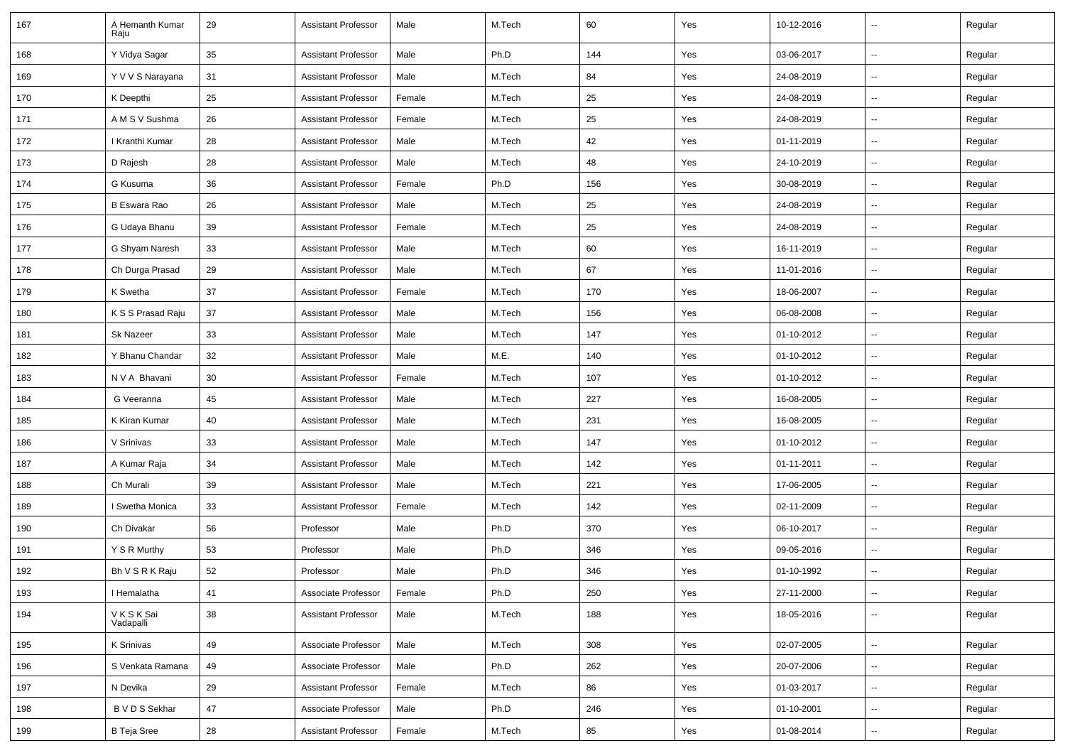| 167 | A Hemanth Kumar Raju | 29 | Assistant Professor | Male | M.Tech | 60 | Yes | 10-12-2016 | -- | Regular |
|---|---|---|---|---|---|---|---|---|---|---|
| 168 | Y Vidya Sagar | 35 | Assistant Professor | Male | Ph.D | 144 | Yes | 03-06-2017 | -- | Regular |
| 169 | Y V V S Narayana | 31 | Assistant Professor | Male | M.Tech | 84 | Yes | 24-08-2019 | -- | Regular |
| 170 | K Deepthi | 25 | Assistant Professor | Female | M.Tech | 25 | Yes | 24-08-2019 | -- | Regular |
| 171 | A M S V Sushma | 26 | Assistant Professor | Female | M.Tech | 25 | Yes | 24-08-2019 | -- | Regular |
| 172 | I Kranthi Kumar | 28 | Assistant Professor | Male | M.Tech | 42 | Yes | 01-11-2019 | -- | Regular |
| 173 | D Rajesh | 28 | Assistant Professor | Male | M.Tech | 48 | Yes | 24-10-2019 | -- | Regular |
| 174 | G Kusuma | 36 | Assistant Professor | Female | Ph.D | 156 | Yes | 30-08-2019 | -- | Regular |
| 175 | B Eswara Rao | 26 | Assistant Professor | Male | M.Tech | 25 | Yes | 24-08-2019 | -- | Regular |
| 176 | G Udaya Bhanu | 39 | Assistant Professor | Female | M.Tech | 25 | Yes | 24-08-2019 | -- | Regular |
| 177 | G Shyam Naresh | 33 | Assistant Professor | Male | M.Tech | 60 | Yes | 16-11-2019 | -- | Regular |
| 178 | Ch Durga Prasad | 29 | Assistant Professor | Male | M.Tech | 67 | Yes | 11-01-2016 | -- | Regular |
| 179 | K Swetha | 37 | Assistant Professor | Female | M.Tech | 170 | Yes | 18-06-2007 | -- | Regular |
| 180 | K S S Prasad Raju | 37 | Assistant Professor | Male | M.Tech | 156 | Yes | 06-08-2008 | -- | Regular |
| 181 | Sk Nazeer | 33 | Assistant Professor | Male | M.Tech | 147 | Yes | 01-10-2012 | -- | Regular |
| 182 | Y Bhanu Chandar | 32 | Assistant Professor | Male | M.E. | 140 | Yes | 01-10-2012 | -- | Regular |
| 183 | N V A Bhavani | 30 | Assistant Professor | Female | M.Tech | 107 | Yes | 01-10-2012 | -- | Regular |
| 184 | G Veeranna | 45 | Assistant Professor | Male | M.Tech | 227 | Yes | 16-08-2005 | -- | Regular |
| 185 | K Kiran Kumar | 40 | Assistant Professor | Male | M.Tech | 231 | Yes | 16-08-2005 | -- | Regular |
| 186 | V Srinivas | 33 | Assistant Professor | Male | M.Tech | 147 | Yes | 01-10-2012 | -- | Regular |
| 187 | A Kumar Raja | 34 | Assistant Professor | Male | M.Tech | 142 | Yes | 01-11-2011 | -- | Regular |
| 188 | Ch Murali | 39 | Assistant Professor | Male | M.Tech | 221 | Yes | 17-06-2005 | -- | Regular |
| 189 | I Swetha Monica | 33 | Assistant Professor | Female | M.Tech | 142 | Yes | 02-11-2009 | -- | Regular |
| 190 | Ch Divakar | 56 | Professor | Male | Ph.D | 370 | Yes | 06-10-2017 | -- | Regular |
| 191 | Y S R Murthy | 53 | Professor | Male | Ph.D | 346 | Yes | 09-05-2016 | -- | Regular |
| 192 | Bh V S R K Raju | 52 | Professor | Male | Ph.D | 346 | Yes | 01-10-1992 | -- | Regular |
| 193 | I Hemalatha | 41 | Associate Professor | Female | Ph.D | 250 | Yes | 27-11-2000 | -- | Regular |
| 194 | V K S K Sai Vadapalli | 38 | Assistant Professor | Male | M.Tech | 188 | Yes | 18-05-2016 | -- | Regular |
| 195 | K Srinivas | 49 | Associate Professor | Male | M.Tech | 308 | Yes | 02-07-2005 | -- | Regular |
| 196 | S Venkata Ramana | 49 | Associate Professor | Male | Ph.D | 262 | Yes | 20-07-2006 | -- | Regular |
| 197 | N Devika | 29 | Assistant Professor | Female | M.Tech | 86 | Yes | 01-03-2017 | -- | Regular |
| 198 | B V D S Sekhar | 47 | Associate Professor | Male | Ph.D | 246 | Yes | 01-10-2001 | -- | Regular |
| 199 | B Teja Sree | 28 | Assistant Professor | Female | M.Tech | 85 | Yes | 01-08-2014 | -- | Regular |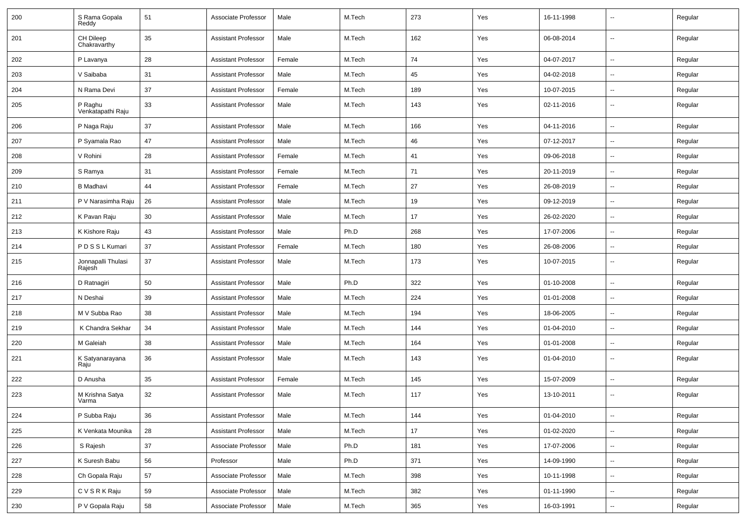| | | | | | | | | | | |
|---|---|---|---|---|---|---|---|---|---|---|
| 200 | S Rama Gopala Reddy | 51 | Associate Professor | Male | M.Tech | 273 | Yes | 16-11-1998 | -- | Regular |
| 201 | CH Dileep Chakravarthy | 35 | Assistant Professor | Male | M.Tech | 162 | Yes | 06-08-2014 | -- | Regular |
| 202 | P Lavanya | 28 | Assistant Professor | Female | M.Tech | 74 | Yes | 04-07-2017 | -- | Regular |
| 203 | V Saibaba | 31 | Assistant Professor | Male | M.Tech | 45 | Yes | 04-02-2018 | -- | Regular |
| 204 | N Rama Devi | 37 | Assistant Professor | Female | M.Tech | 189 | Yes | 10-07-2015 | -- | Regular |
| 205 | P Raghu Venkatapathi Raju | 33 | Assistant Professor | Male | M.Tech | 143 | Yes | 02-11-2016 | -- | Regular |
| 206 | P Naga Raju | 37 | Assistant Professor | Male | M.Tech | 166 | Yes | 04-11-2016 | -- | Regular |
| 207 | P Syamala Rao | 47 | Assistant Professor | Male | M.Tech | 46 | Yes | 07-12-2017 | -- | Regular |
| 208 | V Rohini | 28 | Assistant Professor | Female | M.Tech | 41 | Yes | 09-06-2018 | -- | Regular |
| 209 | S Ramya | 31 | Assistant Professor | Female | M.Tech | 71 | Yes | 20-11-2019 | -- | Regular |
| 210 | B Madhavi | 44 | Assistant Professor | Female | M.Tech | 27 | Yes | 26-08-2019 | -- | Regular |
| 211 | P V Narasimha Raju | 26 | Assistant Professor | Male | M.Tech | 19 | Yes | 09-12-2019 | -- | Regular |
| 212 | K Pavan Raju | 30 | Assistant Professor | Male | M.Tech | 17 | Yes | 26-02-2020 | -- | Regular |
| 213 | K Kishore Raju | 43 | Assistant Professor | Male | Ph.D | 268 | Yes | 17-07-2006 | -- | Regular |
| 214 | P D S S L Kumari | 37 | Assistant Professor | Female | M.Tech | 180 | Yes | 26-08-2006 | -- | Regular |
| 215 | Jonnapalli Thulasi Rajesh | 37 | Assistant Professor | Male | M.Tech | 173 | Yes | 10-07-2015 | -- | Regular |
| 216 | D Ratnagiri | 50 | Assistant Professor | Male | Ph.D | 322 | Yes | 01-10-2008 | -- | Regular |
| 217 | N Deshai | 39 | Assistant Professor | Male | M.Tech | 224 | Yes | 01-01-2008 | -- | Regular |
| 218 | M V Subba Rao | 38 | Assistant Professor | Male | M.Tech | 194 | Yes | 18-06-2005 | -- | Regular |
| 219 | K Chandra Sekhar | 34 | Assistant Professor | Male | M.Tech | 144 | Yes | 01-04-2010 | -- | Regular |
| 220 | M Galeiah | 38 | Assistant Professor | Male | M.Tech | 164 | Yes | 01-01-2008 | -- | Regular |
| 221 | K Satyanarayana Raju | 36 | Assistant Professor | Male | M.Tech | 143 | Yes | 01-04-2010 | -- | Regular |
| 222 | D Anusha | 35 | Assistant Professor | Female | M.Tech | 145 | Yes | 15-07-2009 | -- | Regular |
| 223 | M Krishna Satya Varma | 32 | Assistant Professor | Male | M.Tech | 117 | Yes | 13-10-2011 | -- | Regular |
| 224 | P Subba Raju | 36 | Assistant Professor | Male | M.Tech | 144 | Yes | 01-04-2010 | -- | Regular |
| 225 | K Venkata Mounika | 28 | Assistant Professor | Male | M.Tech | 17 | Yes | 01-02-2020 | -- | Regular |
| 226 | S Rajesh | 37 | Associate Professor | Male | Ph.D | 181 | Yes | 17-07-2006 | -- | Regular |
| 227 | K Suresh Babu | 56 | Professor | Male | Ph.D | 371 | Yes | 14-09-1990 | -- | Regular |
| 228 | Ch Gopala Raju | 57 | Associate Professor | Male | M.Tech | 398 | Yes | 10-11-1998 | -- | Regular |
| 229 | C V S R K Raju | 59 | Associate Professor | Male | M.Tech | 382 | Yes | 01-11-1990 | -- | Regular |
| 230 | P V Gopala Raju | 58 | Associate Professor | Male | M.Tech | 365 | Yes | 16-03-1991 | -- | Regular |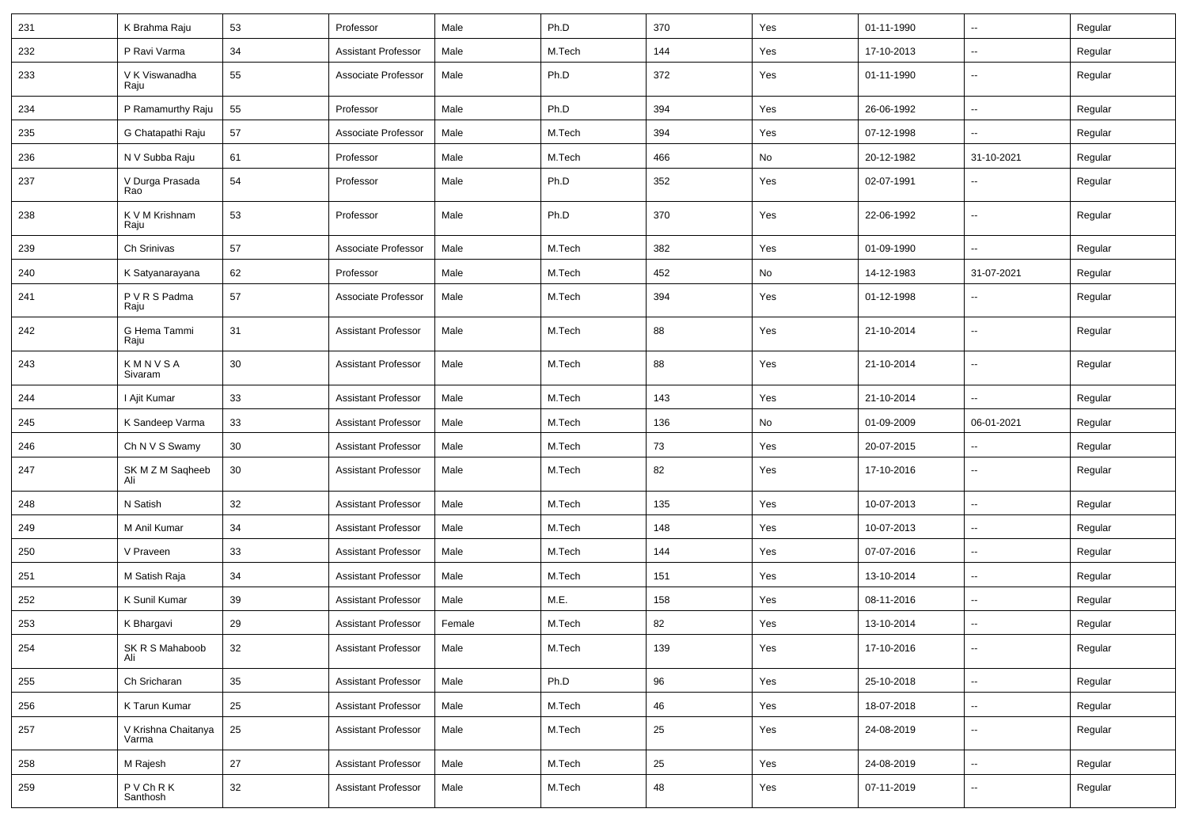| | | | | | | | | | | |
|---|---|---|---|---|---|---|---|---|---|---|
| 231 | K Brahma Raju | 53 | Professor | Male | Ph.D | 370 | Yes | 01-11-1990 | -- | Regular |
| 232 | P Ravi Varma | 34 | Assistant Professor | Male | M.Tech | 144 | Yes | 17-10-2013 | -- | Regular |
| 233 | V K Viswanadha Raju | 55 | Associate Professor | Male | Ph.D | 372 | Yes | 01-11-1990 | -- | Regular |
| 234 | P Ramamurthy Raju | 55 | Professor | Male | Ph.D | 394 | Yes | 26-06-1992 | -- | Regular |
| 235 | G Chatapathi Raju | 57 | Associate Professor | Male | M.Tech | 394 | Yes | 07-12-1998 | -- | Regular |
| 236 | N V Subba Raju | 61 | Professor | Male | M.Tech | 466 | No | 20-12-1982 | 31-10-2021 | Regular |
| 237 | V Durga Prasada Rao | 54 | Professor | Male | Ph.D | 352 | Yes | 02-07-1991 | -- | Regular |
| 238 | K V M Krishnam Raju | 53 | Professor | Male | Ph.D | 370 | Yes | 22-06-1992 | -- | Regular |
| 239 | Ch Srinivas | 57 | Associate Professor | Male | M.Tech | 382 | Yes | 01-09-1990 | -- | Regular |
| 240 | K Satyanarayana | 62 | Professor | Male | M.Tech | 452 | No | 14-12-1983 | 31-07-2021 | Regular |
| 241 | P V R S Padma Raju | 57 | Associate Professor | Male | M.Tech | 394 | Yes | 01-12-1998 | -- | Regular |
| 242 | G Hema Tammi Raju | 31 | Assistant Professor | Male | M.Tech | 88 | Yes | 21-10-2014 | -- | Regular |
| 243 | K M N V S A Sivaram | 30 | Assistant Professor | Male | M.Tech | 88 | Yes | 21-10-2014 | -- | Regular |
| 244 | I Ajit Kumar | 33 | Assistant Professor | Male | M.Tech | 143 | Yes | 21-10-2014 | -- | Regular |
| 245 | K Sandeep Varma | 33 | Assistant Professor | Male | M.Tech | 136 | No | 01-09-2009 | 06-01-2021 | Regular |
| 246 | Ch N V S Swamy | 30 | Assistant Professor | Male | M.Tech | 73 | Yes | 20-07-2015 | -- | Regular |
| 247 | SK M Z M Saqheeb Ali | 30 | Assistant Professor | Male | M.Tech | 82 | Yes | 17-10-2016 | -- | Regular |
| 248 | N Satish | 32 | Assistant Professor | Male | M.Tech | 135 | Yes | 10-07-2013 | -- | Regular |
| 249 | M Anil Kumar | 34 | Assistant Professor | Male | M.Tech | 148 | Yes | 10-07-2013 | -- | Regular |
| 250 | V Praveen | 33 | Assistant Professor | Male | M.Tech | 144 | Yes | 07-07-2016 | -- | Regular |
| 251 | M Satish Raja | 34 | Assistant Professor | Male | M.Tech | 151 | Yes | 13-10-2014 | -- | Regular |
| 252 | K Sunil Kumar | 39 | Assistant Professor | Male | M.E. | 158 | Yes | 08-11-2016 | -- | Regular |
| 253 | K Bhargavi | 29 | Assistant Professor | Female | M.Tech | 82 | Yes | 13-10-2014 | -- | Regular |
| 254 | SK R S Mahaboob Ali | 32 | Assistant Professor | Male | M.Tech | 139 | Yes | 17-10-2016 | -- | Regular |
| 255 | Ch Sricharan | 35 | Assistant Professor | Male | Ph.D | 96 | Yes | 25-10-2018 | -- | Regular |
| 256 | K Tarun Kumar | 25 | Assistant Professor | Male | M.Tech | 46 | Yes | 18-07-2018 | -- | Regular |
| 257 | V Krishna Chaitanya Varma | 25 | Assistant Professor | Male | M.Tech | 25 | Yes | 24-08-2019 | -- | Regular |
| 258 | M Rajesh | 27 | Assistant Professor | Male | M.Tech | 25 | Yes | 24-08-2019 | -- | Regular |
| 259 | P V Ch R K Santhosh | 32 | Assistant Professor | Male | M.Tech | 48 | Yes | 07-11-2019 | -- | Regular |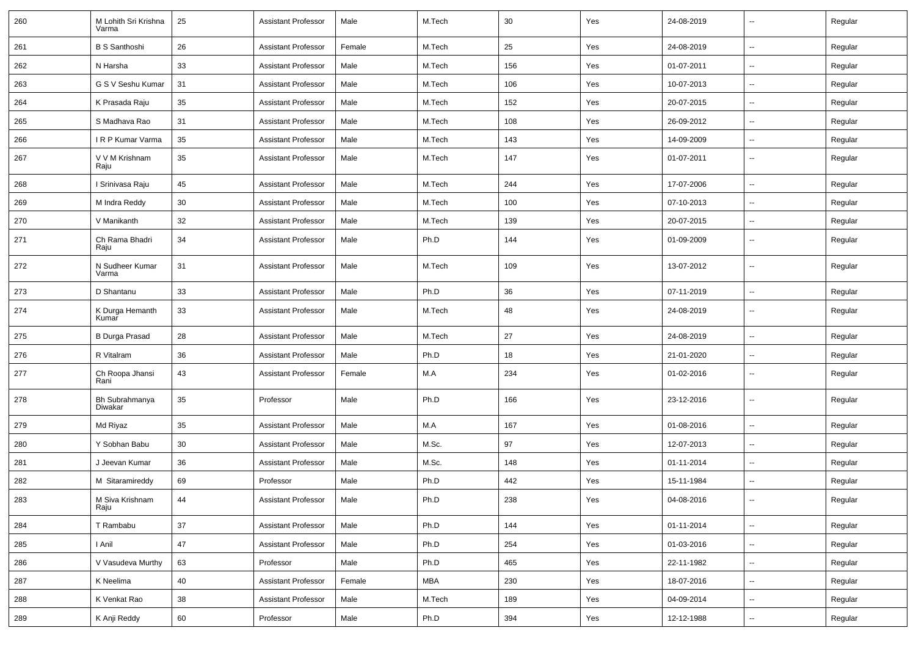| 260 | M Lohith Sri Krishna Varma | 25 | Assistant Professor | Male | M.Tech | 30 | Yes | 24-08-2019 | -- | Regular |
|---|---|---|---|---|---|---|---|---|---|---|
| 261 | B S Santhoshi | 26 | Assistant Professor | Female | M.Tech | 25 | Yes | 24-08-2019 | -- | Regular |
| 262 | N Harsha | 33 | Assistant Professor | Male | M.Tech | 156 | Yes | 01-07-2011 | -- | Regular |
| 263 | G S V Seshu Kumar | 31 | Assistant Professor | Male | M.Tech | 106 | Yes | 10-07-2013 | -- | Regular |
| 264 | K Prasada Raju | 35 | Assistant Professor | Male | M.Tech | 152 | Yes | 20-07-2015 | -- | Regular |
| 265 | S Madhava Rao | 31 | Assistant Professor | Male | M.Tech | 108 | Yes | 26-09-2012 | -- | Regular |
| 266 | I R P Kumar Varma | 35 | Assistant Professor | Male | M.Tech | 143 | Yes | 14-09-2009 | -- | Regular |
| 267 | V V M Krishnam Raju | 35 | Assistant Professor | Male | M.Tech | 147 | Yes | 01-07-2011 | -- | Regular |
| 268 | I Srinivasa Raju | 45 | Assistant Professor | Male | M.Tech | 244 | Yes | 17-07-2006 | -- | Regular |
| 269 | M Indra Reddy | 30 | Assistant Professor | Male | M.Tech | 100 | Yes | 07-10-2013 | -- | Regular |
| 270 | V Manikanth | 32 | Assistant Professor | Male | M.Tech | 139 | Yes | 20-07-2015 | -- | Regular |
| 271 | Ch Rama Bhadri Raju | 34 | Assistant Professor | Male | Ph.D | 144 | Yes | 01-09-2009 | -- | Regular |
| 272 | N Sudheer Kumar Varma | 31 | Assistant Professor | Male | M.Tech | 109 | Yes | 13-07-2012 | -- | Regular |
| 273 | D Shantanu | 33 | Assistant Professor | Male | Ph.D | 36 | Yes | 07-11-2019 | -- | Regular |
| 274 | K Durga Hemanth Kumar | 33 | Assistant Professor | Male | M.Tech | 48 | Yes | 24-08-2019 | -- | Regular |
| 275 | B Durga Prasad | 28 | Assistant Professor | Male | M.Tech | 27 | Yes | 24-08-2019 | -- | Regular |
| 276 | R Vitalram | 36 | Assistant Professor | Male | Ph.D | 18 | Yes | 21-01-2020 | -- | Regular |
| 277 | Ch Roopa Jhansi Rani | 43 | Assistant Professor | Female | M.A | 234 | Yes | 01-02-2016 | -- | Regular |
| 278 | Bh Subrahmanya Diwakar | 35 | Professor | Male | Ph.D | 166 | Yes | 23-12-2016 | -- | Regular |
| 279 | Md Riyaz | 35 | Assistant Professor | Male | M.A | 167 | Yes | 01-08-2016 | -- | Regular |
| 280 | Y Sobhan Babu | 30 | Assistant Professor | Male | M.Sc. | 97 | Yes | 12-07-2013 | -- | Regular |
| 281 | J Jeevan Kumar | 36 | Assistant Professor | Male | M.Sc. | 148 | Yes | 01-11-2014 | -- | Regular |
| 282 | M Sitaramireddy | 69 | Professor | Male | Ph.D | 442 | Yes | 15-11-1984 | -- | Regular |
| 283 | M Siva Krishnam Raju | 44 | Assistant Professor | Male | Ph.D | 238 | Yes | 04-08-2016 | -- | Regular |
| 284 | T Rambabu | 37 | Assistant Professor | Male | Ph.D | 144 | Yes | 01-11-2014 | -- | Regular |
| 285 | I Anil | 47 | Assistant Professor | Male | Ph.D | 254 | Yes | 01-03-2016 | -- | Regular |
| 286 | V Vasudeva Murthy | 63 | Professor | Male | Ph.D | 465 | Yes | 22-11-1982 | -- | Regular |
| 287 | K Neelima | 40 | Assistant Professor | Female | MBA | 230 | Yes | 18-07-2016 | -- | Regular |
| 288 | K Venkat Rao | 38 | Assistant Professor | Male | M.Tech | 189 | Yes | 04-09-2014 | -- | Regular |
| 289 | K Anji Reddy | 60 | Professor | Male | Ph.D | 394 | Yes | 12-12-1988 | -- | Regular |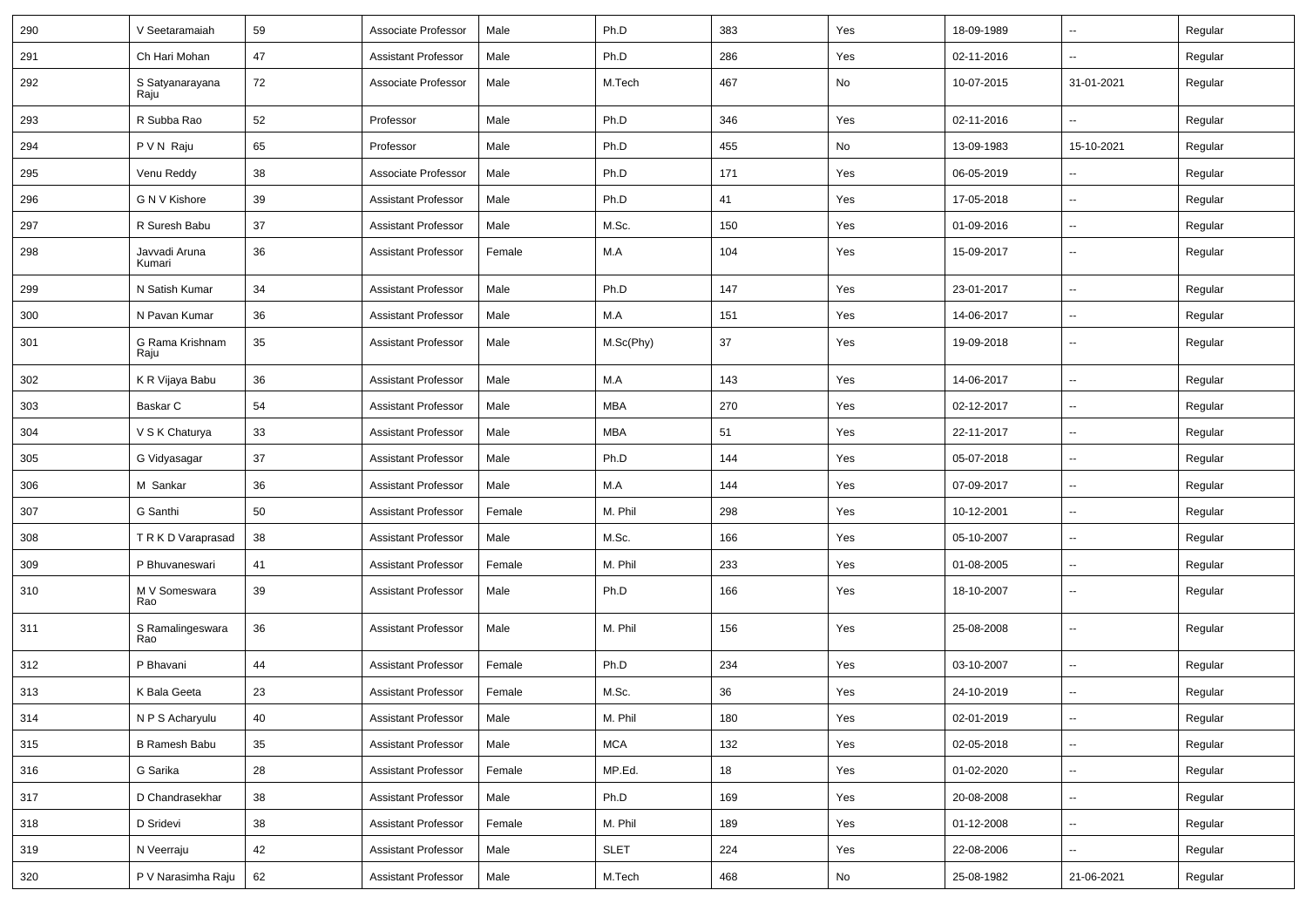| 290 | V Seetaramaiah | 59 | Associate Professor | Male | Ph.D | 383 | Yes | 18-09-1989 | -- | Regular |
|---|---|---|---|---|---|---|---|---|---|---|
| 291 | Ch Hari Mohan | 47 | Assistant Professor | Male | Ph.D | 286 | Yes | 02-11-2016 | -- | Regular |
| 292 | S Satyanarayana Raju | 72 | Associate Professor | Male | M.Tech | 467 | No | 10-07-2015 | 31-01-2021 | Regular |
| 293 | R Subba Rao | 52 | Professor | Male | Ph.D | 346 | Yes | 02-11-2016 | -- | Regular |
| 294 | P V N Raju | 65 | Professor | Male | Ph.D | 455 | No | 13-09-1983 | 15-10-2021 | Regular |
| 295 | Venu Reddy | 38 | Associate Professor | Male | Ph.D | 171 | Yes | 06-05-2019 | -- | Regular |
| 296 | G N V Kishore | 39 | Assistant Professor | Male | Ph.D | 41 | Yes | 17-05-2018 | -- | Regular |
| 297 | R Suresh Babu | 37 | Assistant Professor | Male | M.Sc. | 150 | Yes | 01-09-2016 | -- | Regular |
| 298 | Javvadi Aruna Kumari | 36 | Assistant Professor | Female | M.A | 104 | Yes | 15-09-2017 | -- | Regular |
| 299 | N Satish Kumar | 34 | Assistant Professor | Male | Ph.D | 147 | Yes | 23-01-2017 | -- | Regular |
| 300 | N Pavan Kumar | 36 | Assistant Professor | Male | M.A | 151 | Yes | 14-06-2017 | -- | Regular |
| 301 | G Rama Krishnam Raju | 35 | Assistant Professor | Male | M.Sc(Phy) | 37 | Yes | 19-09-2018 | -- | Regular |
| 302 | K R Vijaya Babu | 36 | Assistant Professor | Male | M.A | 143 | Yes | 14-06-2017 | -- | Regular |
| 303 | Baskar C | 54 | Assistant Professor | Male | MBA | 270 | Yes | 02-12-2017 | -- | Regular |
| 304 | V S K Chaturya | 33 | Assistant Professor | Male | MBA | 51 | Yes | 22-11-2017 | -- | Regular |
| 305 | G Vidyasagar | 37 | Assistant Professor | Male | Ph.D | 144 | Yes | 05-07-2018 | -- | Regular |
| 306 | M Sankar | 36 | Assistant Professor | Male | M.A | 144 | Yes | 07-09-2017 | -- | Regular |
| 307 | G Santhi | 50 | Assistant Professor | Female | M. Phil | 298 | Yes | 10-12-2001 | -- | Regular |
| 308 | T R K D Varaprasad | 38 | Assistant Professor | Male | M.Sc. | 166 | Yes | 05-10-2007 | -- | Regular |
| 309 | P Bhuvaneswari | 41 | Assistant Professor | Female | M. Phil | 233 | Yes | 01-08-2005 | -- | Regular |
| 310 | M V Someswara Rao | 39 | Assistant Professor | Male | Ph.D | 166 | Yes | 18-10-2007 | -- | Regular |
| 311 | S Ramalingeswara Rao | 36 | Assistant Professor | Male | M. Phil | 156 | Yes | 25-08-2008 | -- | Regular |
| 312 | P Bhavani | 44 | Assistant Professor | Female | Ph.D | 234 | Yes | 03-10-2007 | -- | Regular |
| 313 | K Bala Geeta | 23 | Assistant Professor | Female | M.Sc. | 36 | Yes | 24-10-2019 | -- | Regular |
| 314 | N P S Acharyulu | 40 | Assistant Professor | Male | M. Phil | 180 | Yes | 02-01-2019 | -- | Regular |
| 315 | B Ramesh Babu | 35 | Assistant Professor | Male | MCA | 132 | Yes | 02-05-2018 | -- | Regular |
| 316 | G Sarika | 28 | Assistant Professor | Female | MP.Ed. | 18 | Yes | 01-02-2020 | -- | Regular |
| 317 | D Chandrasekhar | 38 | Assistant Professor | Male | Ph.D | 169 | Yes | 20-08-2008 | -- | Regular |
| 318 | D Sridevi | 38 | Assistant Professor | Female | M. Phil | 189 | Yes | 01-12-2008 | -- | Regular |
| 319 | N Veerraju | 42 | Assistant Professor | Male | SLET | 224 | Yes | 22-08-2006 | -- | Regular |
| 320 | P V Narasimha Raju | 62 | Assistant Professor | Male | M.Tech | 468 | No | 25-08-1982 | 21-06-2021 | Regular |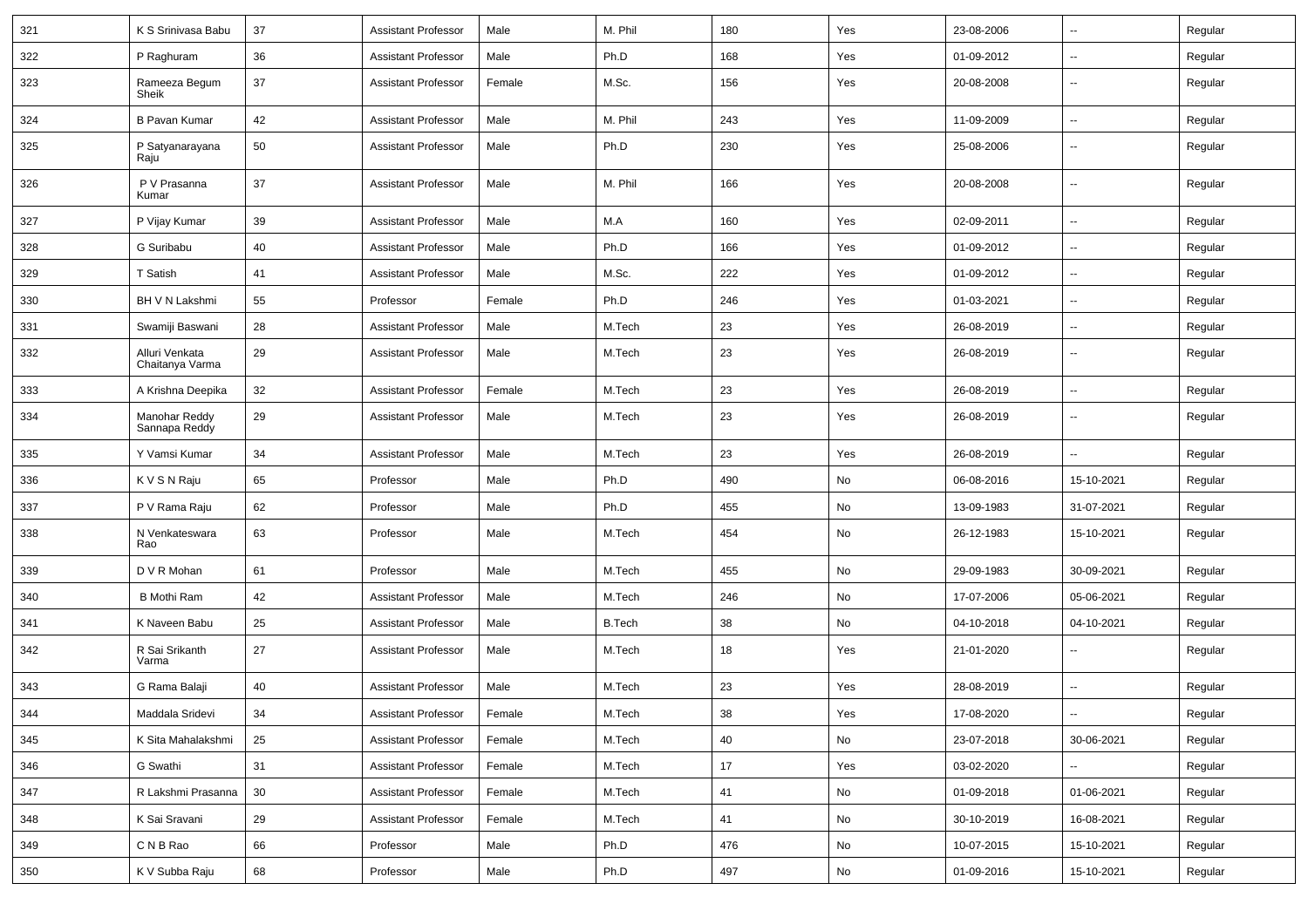| 321 | K S Srinivasa Babu | 37 | Assistant Professor | Male | M. Phil | 180 | Yes | 23-08-2006 | -- | Regular |
|---|---|---|---|---|---|---|---|---|---|---|
| 322 | P Raghuram | 36 | Assistant Professor | Male | Ph.D | 168 | Yes | 01-09-2012 | -- | Regular |
| 323 | Rameeza Begum Sheik | 37 | Assistant Professor | Female | M.Sc. | 156 | Yes | 20-08-2008 | -- | Regular |
| 324 | B Pavan Kumar | 42 | Assistant Professor | Male | M. Phil | 243 | Yes | 11-09-2009 | -- | Regular |
| 325 | P Satyanarayana Raju | 50 | Assistant Professor | Male | Ph.D | 230 | Yes | 25-08-2006 | -- | Regular |
| 326 | P V Prasanna Kumar | 37 | Assistant Professor | Male | M. Phil | 166 | Yes | 20-08-2008 | -- | Regular |
| 327 | P Vijay Kumar | 39 | Assistant Professor | Male | M.A | 160 | Yes | 02-09-2011 | -- | Regular |
| 328 | G Suribabu | 40 | Assistant Professor | Male | Ph.D | 166 | Yes | 01-09-2012 | -- | Regular |
| 329 | T Satish | 41 | Assistant Professor | Male | M.Sc. | 222 | Yes | 01-09-2012 | -- | Regular |
| 330 | BH V N Lakshmi | 55 | Professor | Female | Ph.D | 246 | Yes | 01-03-2021 | -- | Regular |
| 331 | Swamiji Baswani | 28 | Assistant Professor | Male | M.Tech | 23 | Yes | 26-08-2019 | -- | Regular |
| 332 | Alluri Venkata Chaitanya Varma | 29 | Assistant Professor | Male | M.Tech | 23 | Yes | 26-08-2019 | -- | Regular |
| 333 | A Krishna Deepika | 32 | Assistant Professor | Female | M.Tech | 23 | Yes | 26-08-2019 | -- | Regular |
| 334 | Manohar Reddy Sannapa Reddy | 29 | Assistant Professor | Male | M.Tech | 23 | Yes | 26-08-2019 | -- | Regular |
| 335 | Y Vamsi Kumar | 34 | Assistant Professor | Male | M.Tech | 23 | Yes | 26-08-2019 | -- | Regular |
| 336 | K V S N Raju | 65 | Professor | Male | Ph.D | 490 | No | 06-08-2016 | 15-10-2021 | Regular |
| 337 | P V Rama Raju | 62 | Professor | Male | Ph.D | 455 | No | 13-09-1983 | 31-07-2021 | Regular |
| 338 | N Venkateswara Rao | 63 | Professor | Male | M.Tech | 454 | No | 26-12-1983 | 15-10-2021 | Regular |
| 339 | D V R Mohan | 61 | Professor | Male | M.Tech | 455 | No | 29-09-1983 | 30-09-2021 | Regular |
| 340 | B Mothi Ram | 42 | Assistant Professor | Male | M.Tech | 246 | No | 17-07-2006 | 05-06-2021 | Regular |
| 341 | K Naveen Babu | 25 | Assistant Professor | Male | B.Tech | 38 | No | 04-10-2018 | 04-10-2021 | Regular |
| 342 | R Sai Srikanth Varma | 27 | Assistant Professor | Male | M.Tech | 18 | Yes | 21-01-2020 | -- | Regular |
| 343 | G Rama Balaji | 40 | Assistant Professor | Male | M.Tech | 23 | Yes | 28-08-2019 | -- | Regular |
| 344 | Maddala Sridevi | 34 | Assistant Professor | Female | M.Tech | 38 | Yes | 17-08-2020 | -- | Regular |
| 345 | K Sita Mahalakshmi | 25 | Assistant Professor | Female | M.Tech | 40 | No | 23-07-2018 | 30-06-2021 | Regular |
| 346 | G Swathi | 31 | Assistant Professor | Female | M.Tech | 17 | Yes | 03-02-2020 | -- | Regular |
| 347 | R Lakshmi Prasanna | 30 | Assistant Professor | Female | M.Tech | 41 | No | 01-09-2018 | 01-06-2021 | Regular |
| 348 | K Sai Sravani | 29 | Assistant Professor | Female | M.Tech | 41 | No | 30-10-2019 | 16-08-2021 | Regular |
| 349 | C N B Rao | 66 | Professor | Male | Ph.D | 476 | No | 10-07-2015 | 15-10-2021 | Regular |
| 350 | K V Subba Raju | 68 | Professor | Male | Ph.D | 497 | No | 01-09-2016 | 15-10-2021 | Regular |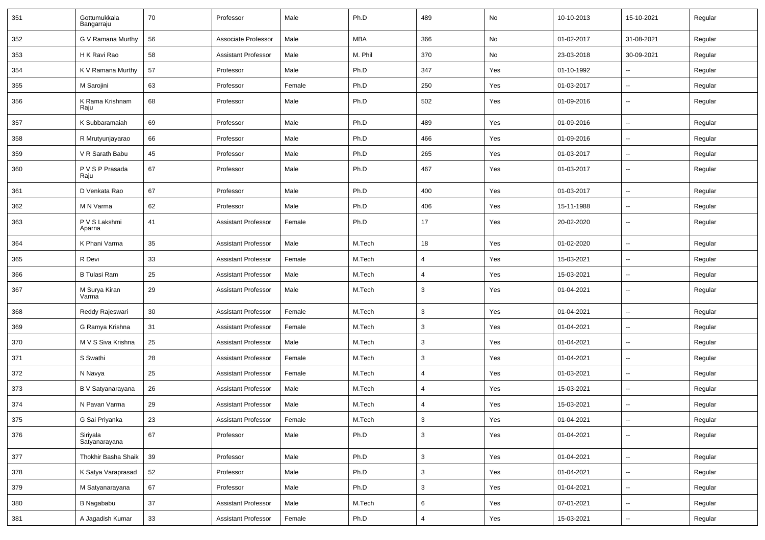| 351 | Gottumukkala Bangarraju | 70 | Professor | Male | Ph.D | 489 | No | 10-10-2013 | 15-10-2021 | Regular |
|---|---|---|---|---|---|---|---|---|---|---|
| 352 | G V Ramana Murthy | 56 | Associate Professor | Male | MBA | 366 | No | 01-02-2017 | 31-08-2021 | Regular |
| 353 | H K Ravi Rao | 58 | Assistant Professor | Male | M. Phil | 370 | No | 23-03-2018 | 30-09-2021 | Regular |
| 354 | K V Ramana Murthy | 57 | Professor | Male | Ph.D | 347 | Yes | 01-10-1992 | -- | Regular |
| 355 | M Sarojini | 63 | Professor | Female | Ph.D | 250 | Yes | 01-03-2017 | -- | Regular |
| 356 | K Rama Krishnam Raju | 68 | Professor | Male | Ph.D | 502 | Yes | 01-09-2016 | -- | Regular |
| 357 | K Subbaramaiah | 69 | Professor | Male | Ph.D | 489 | Yes | 01-09-2016 | -- | Regular |
| 358 | R Mrutyunjayarao | 66 | Professor | Male | Ph.D | 466 | Yes | 01-09-2016 | -- | Regular |
| 359 | V R Sarath Babu | 45 | Professor | Male | Ph.D | 265 | Yes | 01-03-2017 | -- | Regular |
| 360 | P V S P Prasada Raju | 67 | Professor | Male | Ph.D | 467 | Yes | 01-03-2017 | -- | Regular |
| 361 | D Venkata Rao | 67 | Professor | Male | Ph.D | 400 | Yes | 01-03-2017 | -- | Regular |
| 362 | M N Varma | 62 | Professor | Male | Ph.D | 406 | Yes | 15-11-1988 | -- | Regular |
| 363 | P V S Lakshmi Aparna | 41 | Assistant Professor | Female | Ph.D | 17 | Yes | 20-02-2020 | -- | Regular |
| 364 | K Phani Varma | 35 | Assistant Professor | Male | M.Tech | 18 | Yes | 01-02-2020 | -- | Regular |
| 365 | R Devi | 33 | Assistant Professor | Female | M.Tech | 4 | Yes | 15-03-2021 | -- | Regular |
| 366 | B Tulasi Ram | 25 | Assistant Professor | Male | M.Tech | 4 | Yes | 15-03-2021 | -- | Regular |
| 367 | M Surya Kiran Varma | 29 | Assistant Professor | Male | M.Tech | 3 | Yes | 01-04-2021 | -- | Regular |
| 368 | Reddy Rajeswari | 30 | Assistant Professor | Female | M.Tech | 3 | Yes | 01-04-2021 | -- | Regular |
| 369 | G Ramya Krishna | 31 | Assistant Professor | Female | M.Tech | 3 | Yes | 01-04-2021 | -- | Regular |
| 370 | M V S Siva Krishna | 25 | Assistant Professor | Male | M.Tech | 3 | Yes | 01-04-2021 | -- | Regular |
| 371 | S Swathi | 28 | Assistant Professor | Female | M.Tech | 3 | Yes | 01-04-2021 | -- | Regular |
| 372 | N Navya | 25 | Assistant Professor | Female | M.Tech | 4 | Yes | 01-03-2021 | -- | Regular |
| 373 | B V Satyanarayana | 26 | Assistant Professor | Male | M.Tech | 4 | Yes | 15-03-2021 | -- | Regular |
| 374 | N Pavan Varma | 29 | Assistant Professor | Male | M.Tech | 4 | Yes | 15-03-2021 | -- | Regular |
| 375 | G Sai Priyanka | 23 | Assistant Professor | Female | M.Tech | 3 | Yes | 01-04-2021 | -- | Regular |
| 376 | Siriyala Satyanarayana | 67 | Professor | Male | Ph.D | 3 | Yes | 01-04-2021 | -- | Regular |
| 377 | Thokhir Basha Shaik | 39 | Professor | Male | Ph.D | 3 | Yes | 01-04-2021 | -- | Regular |
| 378 | K Satya Varaprasad | 52 | Professor | Male | Ph.D | 3 | Yes | 01-04-2021 | -- | Regular |
| 379 | M Satyanarayana | 67 | Professor | Male | Ph.D | 3 | Yes | 01-04-2021 | -- | Regular |
| 380 | B Nagababu | 37 | Assistant Professor | Male | M.Tech | 6 | Yes | 07-01-2021 | -- | Regular |
| 381 | A Jagadish Kumar | 33 | Assistant Professor | Female | Ph.D | 4 | Yes | 15-03-2021 | -- | Regular |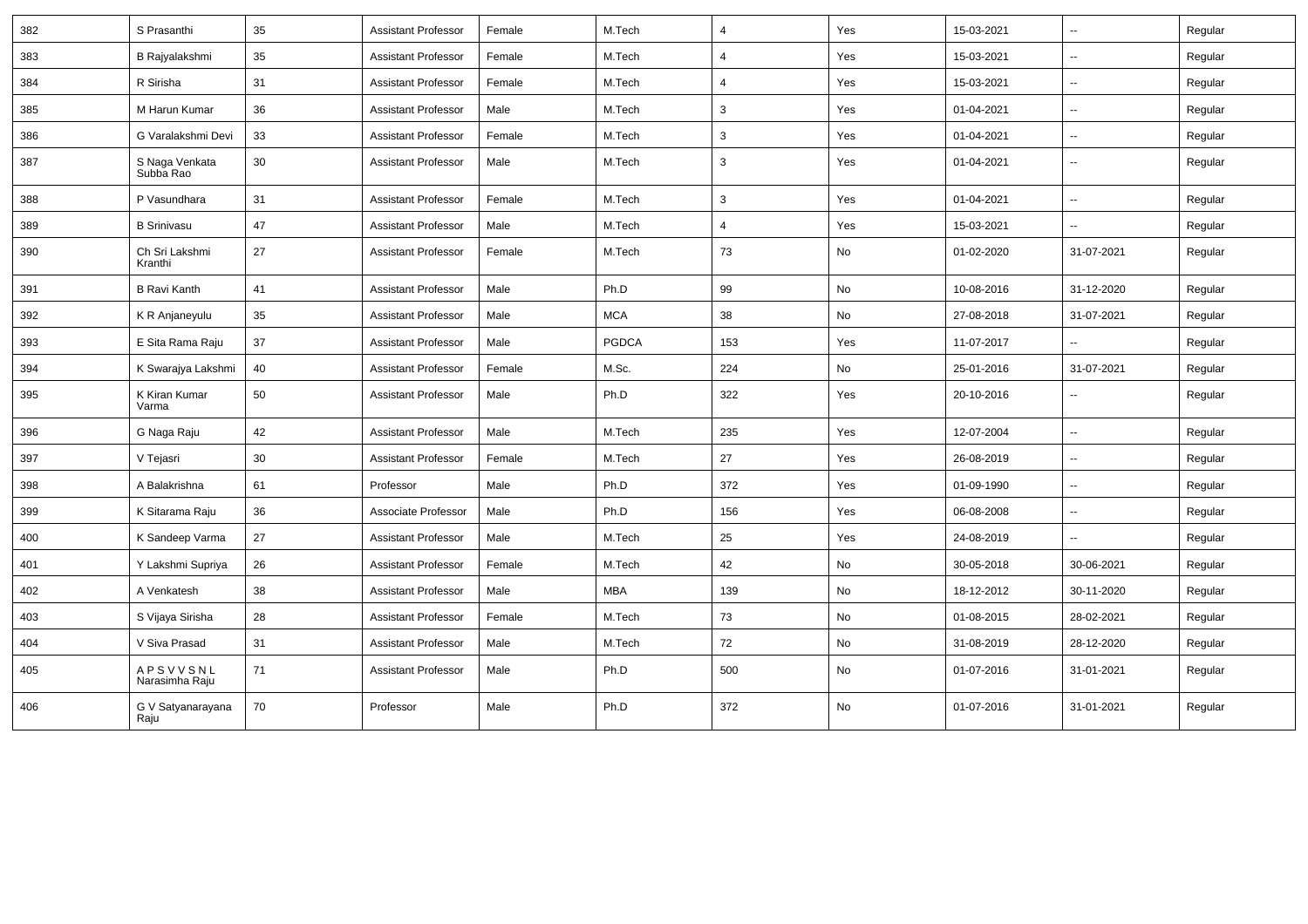| | | | | | | | | | | |
|---|---|---|---|---|---|---|---|---|---|---|
| 382 | S Prasanthi | 35 | Assistant Professor | Female | M.Tech | 4 | Yes | 15-03-2021 | -- | Regular |
| 383 | B Rajyalakshmi | 35 | Assistant Professor | Female | M.Tech | 4 | Yes | 15-03-2021 | -- | Regular |
| 384 | R Sirisha | 31 | Assistant Professor | Female | M.Tech | 4 | Yes | 15-03-2021 | -- | Regular |
| 385 | M Harun Kumar | 36 | Assistant Professor | Male | M.Tech | 3 | Yes | 01-04-2021 | -- | Regular |
| 386 | G Varalakshmi Devi | 33 | Assistant Professor | Female | M.Tech | 3 | Yes | 01-04-2021 | -- | Regular |
| 387 | S Naga Venkata Subba Rao | 30 | Assistant Professor | Male | M.Tech | 3 | Yes | 01-04-2021 | -- | Regular |
| 388 | P Vasundhara | 31 | Assistant Professor | Female | M.Tech | 3 | Yes | 01-04-2021 | -- | Regular |
| 389 | B Srinivasu | 47 | Assistant Professor | Male | M.Tech | 4 | Yes | 15-03-2021 | -- | Regular |
| 390 | Ch Sri Lakshmi Kranthi | 27 | Assistant Professor | Female | M.Tech | 73 | No | 01-02-2020 | 31-07-2021 | Regular |
| 391 | B Ravi Kanth | 41 | Assistant Professor | Male | Ph.D | 99 | No | 10-08-2016 | 31-12-2020 | Regular |
| 392 | K R Anjaneyulu | 35 | Assistant Professor | Male | MCA | 38 | No | 27-08-2018 | 31-07-2021 | Regular |
| 393 | E Sita Rama Raju | 37 | Assistant Professor | Male | PGDCA | 153 | Yes | 11-07-2017 | -- | Regular |
| 394 | K Swarajya Lakshmi | 40 | Assistant Professor | Female | M.Sc. | 224 | No | 25-01-2016 | 31-07-2021 | Regular |
| 395 | K Kiran Kumar Varma | 50 | Assistant Professor | Male | Ph.D | 322 | Yes | 20-10-2016 | -- | Regular |
| 396 | G Naga Raju | 42 | Assistant Professor | Male | M.Tech | 235 | Yes | 12-07-2004 | -- | Regular |
| 397 | V Tejasri | 30 | Assistant Professor | Female | M.Tech | 27 | Yes | 26-08-2019 | -- | Regular |
| 398 | A Balakrishna | 61 | Professor | Male | Ph.D | 372 | Yes | 01-09-1990 | -- | Regular |
| 399 | K Sitarama Raju | 36 | Associate Professor | Male | Ph.D | 156 | Yes | 06-08-2008 | -- | Regular |
| 400 | K Sandeep Varma | 27 | Assistant Professor | Male | M.Tech | 25 | Yes | 24-08-2019 | -- | Regular |
| 401 | Y Lakshmi Supriya | 26 | Assistant Professor | Female | M.Tech | 42 | No | 30-05-2018 | 30-06-2021 | Regular |
| 402 | A Venkatesh | 38 | Assistant Professor | Male | MBA | 139 | No | 18-12-2012 | 30-11-2020 | Regular |
| 403 | S Vijaya Sirisha | 28 | Assistant Professor | Female | M.Tech | 73 | No | 01-08-2015 | 28-02-2021 | Regular |
| 404 | V Siva Prasad | 31 | Assistant Professor | Male | M.Tech | 72 | No | 31-08-2019 | 28-12-2020 | Regular |
| 405 | A P S V V S N L Narasimha Raju | 71 | Assistant Professor | Male | Ph.D | 500 | No | 01-07-2016 | 31-01-2021 | Regular |
| 406 | G V Satyanarayana Raju | 70 | Professor | Male | Ph.D | 372 | No | 01-07-2016 | 31-01-2021 | Regular |